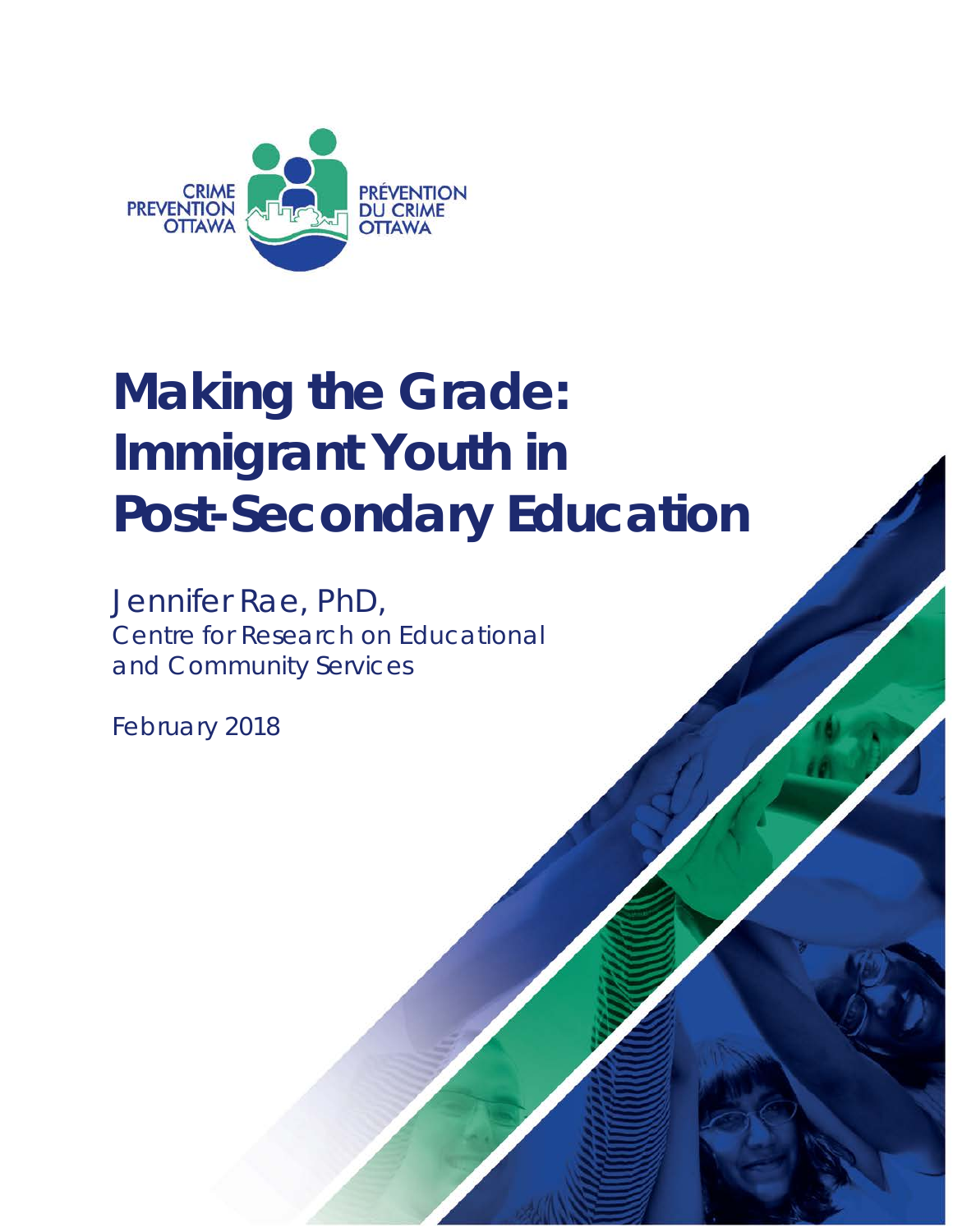CRIME PREVENTION OTTAWA

PRÉVENTION DU CRIME OTTAWA

# Making the Grade: Immigrant Youth in Post-Secondary Education

Jennifer Rae, PhD,
Centre for Research on Educational and Community Services

February 2018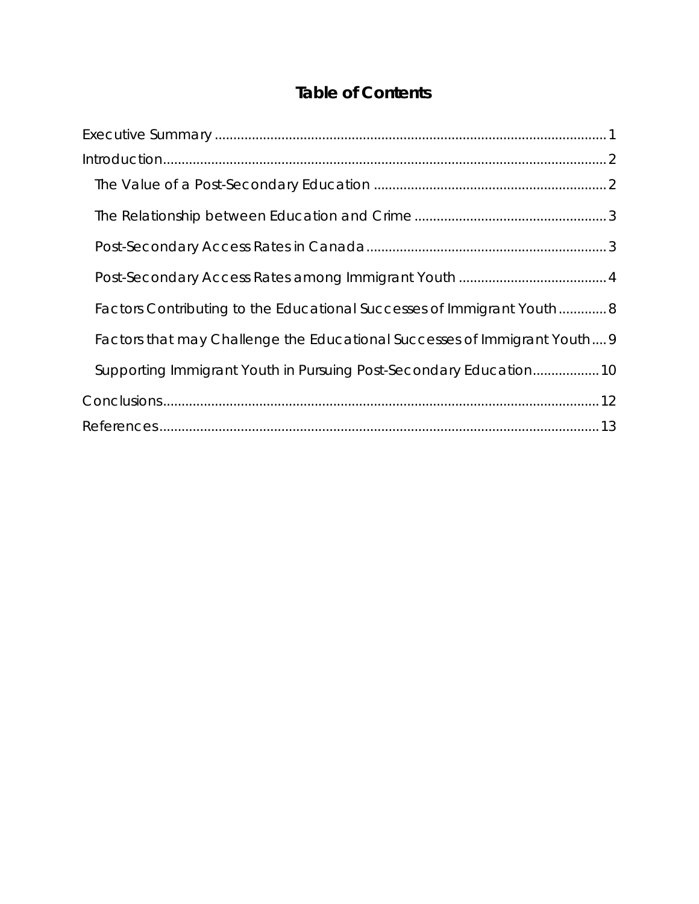# Table of Contents

Executive Summary ..... 1

Introduction ..... 2

- The Value of a Post-Secondary Education ..... 2
- The Relationship between Education and Crime ..... 3
- Post-Secondary Access Rates in Canada ..... 3
- Post-Secondary Access Rates among Immigrant Youth ..... 4
- Factors Contributing to the Educational Successes of Immigrant Youth ..... 8
- Factors that may Challenge the Educational Successes of Immigrant Youth ..... 9
- Supporting Immigrant Youth in Pursuing Post-Secondary Education ..... 10

Conclusions ..... 12

References ..... 13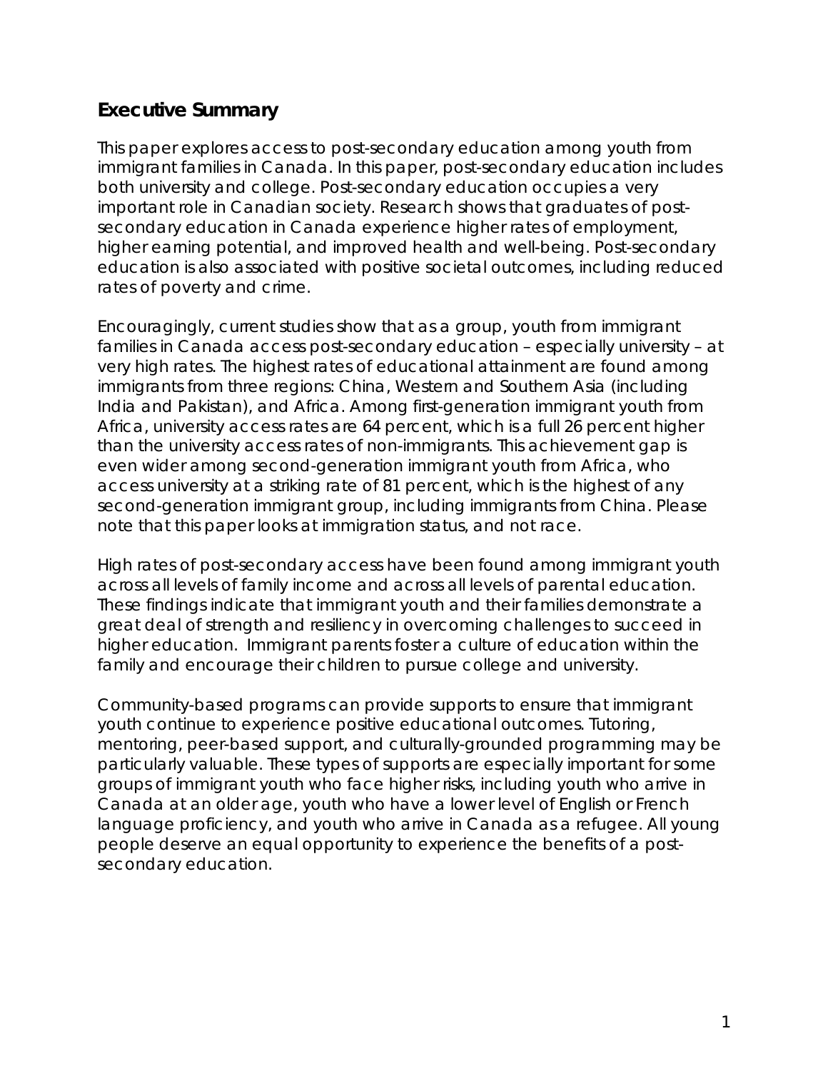## Executive Summary

This paper explores access to post-secondary education among youth from immigrant families in Canada. In this paper, post-secondary education includes both university and college. Post-secondary education occupies a very important role in Canadian society. Research shows that graduates of post-secondary education in Canada experience higher rates of employment, higher earning potential, and improved health and well-being. Post-secondary education is also associated with positive societal outcomes, including reduced rates of poverty and crime.

Encouragingly, current studies show that as a group, youth from immigrant families in Canada access post-secondary education – especially university – at very high rates. The highest rates of educational attainment are found among immigrants from three regions: China, Western and Southern Asia (including India and Pakistan), and Africa. Among first-generation immigrant youth from Africa, university access rates are 64 percent, which is a full 26 percent higher than the university access rates of non-immigrants. This achievement gap is even wider among second-generation immigrant youth from Africa, who access university at a striking rate of 81 percent, which is the highest of any second-generation immigrant group, including immigrants from China. Please note that this paper looks at immigration status, and not race.

High rates of post-secondary access have been found among immigrant youth across all levels of family income and across all levels of parental education. These findings indicate that immigrant youth and their families demonstrate a great deal of strength and resiliency in overcoming challenges to succeed in higher education. Immigrant parents foster a culture of education within the family and encourage their children to pursue college and university.

Community-based programs can provide supports to ensure that immigrant youth continue to experience positive educational outcomes. Tutoring, mentoring, peer-based support, and culturally-grounded programming may be particularly valuable. These types of supports are especially important for some groups of immigrant youth who face higher risks, including youth who arrive in Canada at an older age, youth who have a lower level of English or French language proficiency, and youth who arrive in Canada as a refugee. All young people deserve an equal opportunity to experience the benefits of a post-secondary education.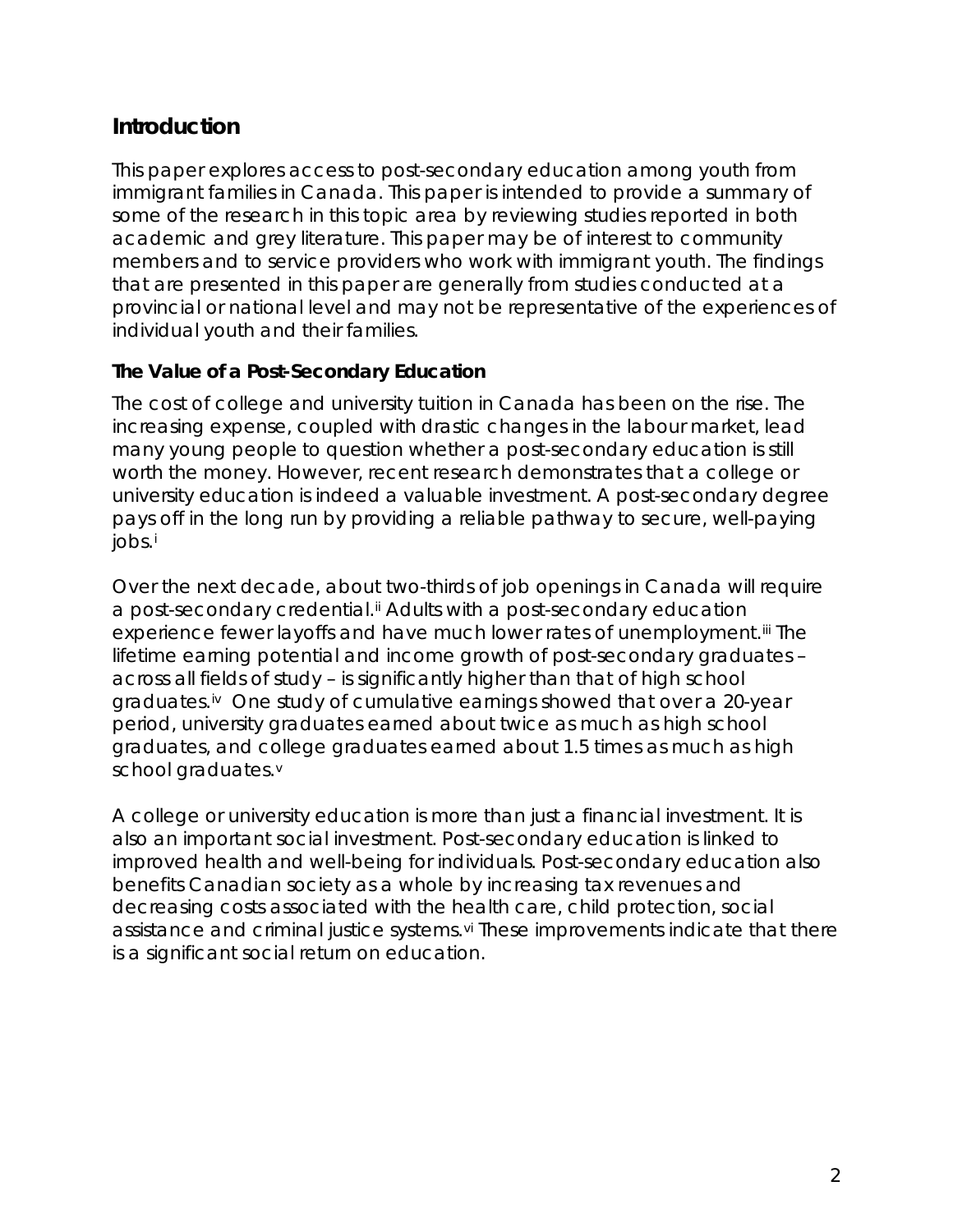## Introduction

This paper explores access to post-secondary education among youth from immigrant families in Canada. This paper is intended to provide a summary of some of the research in this topic area by reviewing studies reported in both academic and grey literature. This paper may be of interest to community members and to service providers who work with immigrant youth. The findings that are presented in this paper are generally from studies conducted at a provincial or national level and may not be representative of the experiences of individual youth and their families.

### The Value of a Post-Secondary Education

The cost of college and university tuition in Canada has been on the rise. The increasing expense, coupled with drastic changes in the labour market, lead many young people to question whether a post-secondary education is still worth the money. However, recent research demonstrates that a college or university education is indeed a valuable investment. A post-secondary degree pays off in the long run by providing a reliable pathway to secure, well-paying jobs.[i]

Over the next decade, about two-thirds of job openings in Canada will require a post-secondary credential.[ii] Adults with a post-secondary education experience fewer layoffs and have much lower rates of unemployment.[iii] The lifetime earning potential and income growth of post-secondary graduates – across all fields of study – is significantly higher than that of high school graduates.[iv] One study of cumulative earnings showed that over a 20-year period, university graduates earned about twice as much as high school graduates, and college graduates earned about 1.5 times as much as high school graduates.[v]

A college or university education is more than just a financial investment. It is also an important social investment. Post-secondary education is linked to improved health and well-being for individuals. Post-secondary education also benefits Canadian society as a whole by increasing tax revenues and decreasing costs associated with the health care, child protection, social assistance and criminal justice systems.[vi] These improvements indicate that there is a significant social return on education.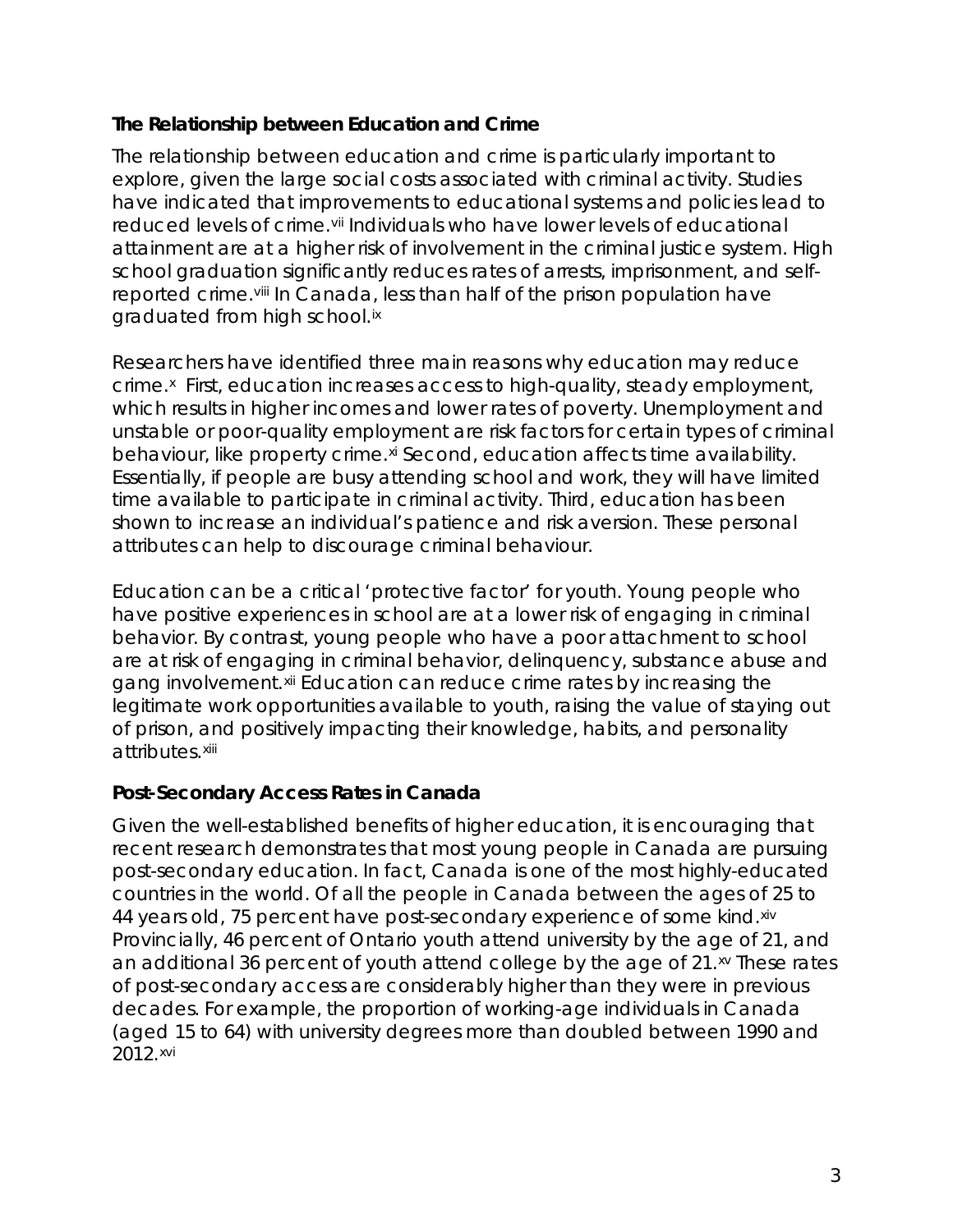### The Relationship between Education and Crime

The relationship between education and crime is particularly important to explore, given the large social costs associated with criminal activity. Studies have indicated that improvements to educational systems and policies lead to reduced levels of crime.[vii] Individuals who have lower levels of educational attainment are at a higher risk of involvement in the criminal justice system. High school graduation significantly reduces rates of arrests, imprisonment, and self-reported crime.[viii] In Canada, less than half of the prison population have graduated from high school.[ix]

Researchers have identified three main reasons why education may reduce crime.[x] First, education increases access to high-quality, steady employment, which results in higher incomes and lower rates of poverty. Unemployment and unstable or poor-quality employment are risk factors for certain types of criminal behaviour, like property crime.[xi] Second, education affects time availability. Essentially, if people are busy attending school and work, they will have limited time available to participate in criminal activity. Third, education has been shown to increase an individual's patience and risk aversion. These personal attributes can help to discourage criminal behaviour.

Education can be a critical 'protective factor' for youth. Young people who have positive experiences in school are at a lower risk of engaging in criminal behavior. By contrast, young people who have a poor attachment to school are at risk of engaging in criminal behavior, delinquency, substance abuse and gang involvement.[xii] Education can reduce crime rates by increasing the legitimate work opportunities available to youth, raising the value of staying out of prison, and positively impacting their knowledge, habits, and personality attributes.[xiii]

### Post-Secondary Access Rates in Canada

Given the well-established benefits of higher education, it is encouraging that recent research demonstrates that most young people in Canada are pursuing post-secondary education. In fact, Canada is one of the most highly-educated countries in the world. Of all the people in Canada between the ages of 25 to 44 years old, 75 percent have post-secondary experience of some kind.[xiv] Provincially, 46 percent of Ontario youth attend university by the age of 21, and an additional 36 percent of youth attend college by the age of 21.[xv] These rates of post-secondary access are considerably higher than they were in previous decades. For example, the proportion of working-age individuals in Canada (aged 15 to 64) with university degrees more than doubled between 1990 and 2012.[xvi]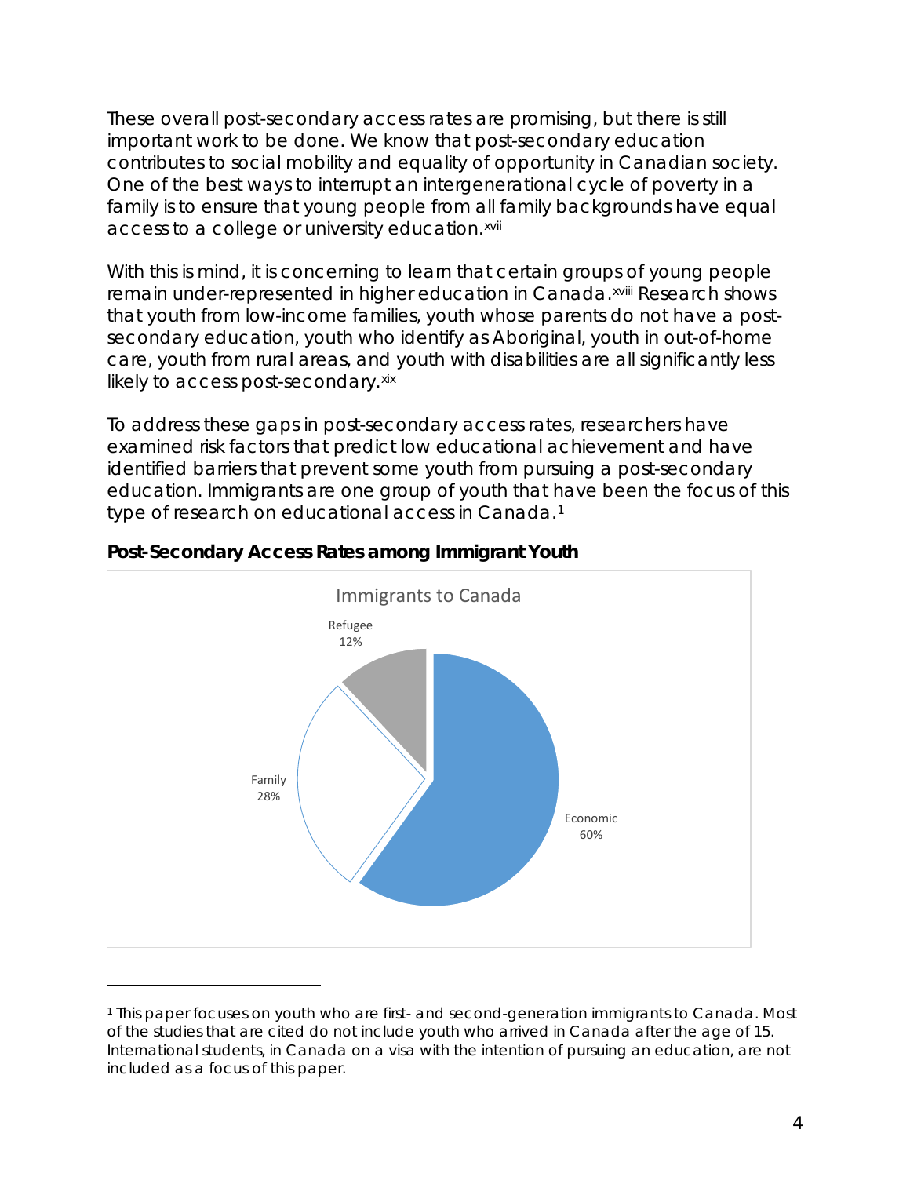These overall post-secondary access rates are promising, but there is still important work to be done. We know that post-secondary education contributes to social mobility and equality of opportunity in Canadian society. One of the best ways to interrupt an intergenerational cycle of poverty in a family is to ensure that young people from all family backgrounds have equal access to a college or university education.[xvii]

With this is mind, it is concerning to learn that certain groups of young people remain under-represented in higher education in Canada.[xviii] Research shows that youth from low-income families, youth whose parents do not have a post-secondary education, youth who identify as Aboriginal, youth in out-of-home care, youth from rural areas, and youth with disabilities are all significantly less likely to access post-secondary.[xix]

To address these gaps in post-secondary access rates, researchers have examined risk factors that predict low educational achievement and have identified barriers that prevent some youth from pursuing a post-secondary education. Immigrants are one group of youth that have been the focus of this type of research on educational access in Canada.[1]

**Post-Secondary Access Rates among Immigrant Youth**

Immigrants to Canada

| Category | Percentage |
|---|---|
| Economic | 60% |
| Family | 28% |
| Refugee | 12% |

---

[1] This paper focuses on youth who are first- and second-generation immigrants to Canada. Most of the studies that are cited do not include youth who arrived in Canada after the age of 15. International students, in Canada on a visa with the intention of pursuing an education, are not included as a focus of this paper.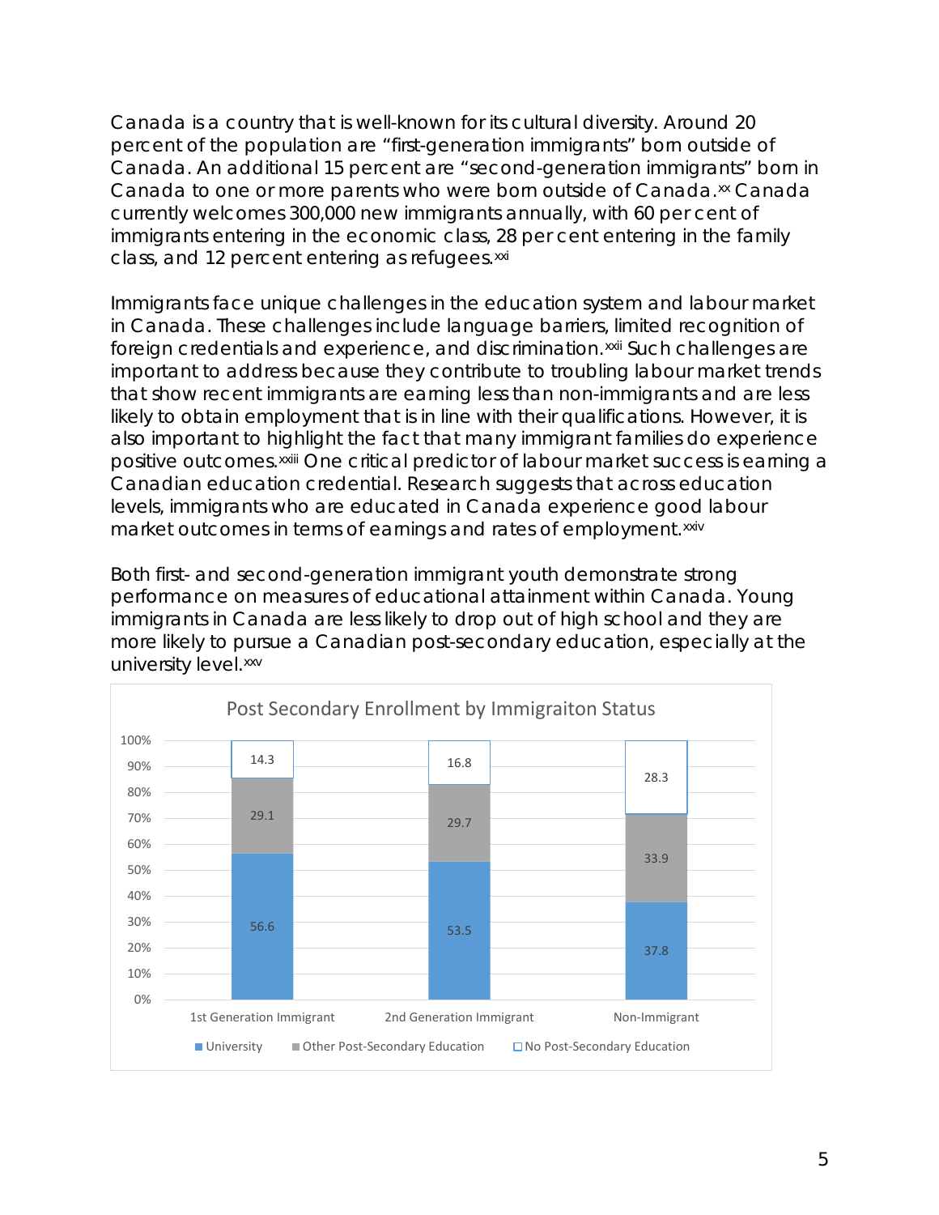Canada is a country that is well-known for its cultural diversity. Around 20 percent of the population are "first-generation immigrants" born outside of Canada. An additional 15 percent are "second-generation immigrants" born in Canada to one or more parents who were born outside of Canada.[xx] Canada currently welcomes 300,000 new immigrants annually, with 60 per cent of immigrants entering in the economic class, 28 per cent entering in the family class, and 12 percent entering as refugees.[xxi]

Immigrants face unique challenges in the education system and labour market in Canada. These challenges include language barriers, limited recognition of foreign credentials and experience, and discrimination.[xxii] Such challenges are important to address because they contribute to troubling labour market trends that show recent immigrants are earning less than non-immigrants and are less likely to obtain employment that is in line with their qualifications. However, it is also important to highlight the fact that many immigrant families do experience positive outcomes.[xxiii] One critical predictor of labour market success is earning a Canadian education credential. Research suggests that across education levels, immigrants who are educated in Canada experience good labour market outcomes in terms of earnings and rates of employment.[xxiv]

Both first- and second-generation immigrant youth demonstrate strong performance on measures of educational attainment within Canada. Young immigrants in Canada are less likely to drop out of high school and they are more likely to pursue a Canadian post-secondary education, especially at the university level.[xxv]

Post Secondary Enrollment by Immigraiton Status

| | 1st Generation Immigrant | 2nd Generation Immigrant | Non-Immigrant |
|---|---|---|---|
| University | 56.6 | 53.5 | 37.8 |
| Other Post-Secondary Education | 29.1 | 29.7 | 33.9 |
| No Post-Secondary Education | 14.3 | 16.8 | 28.3 |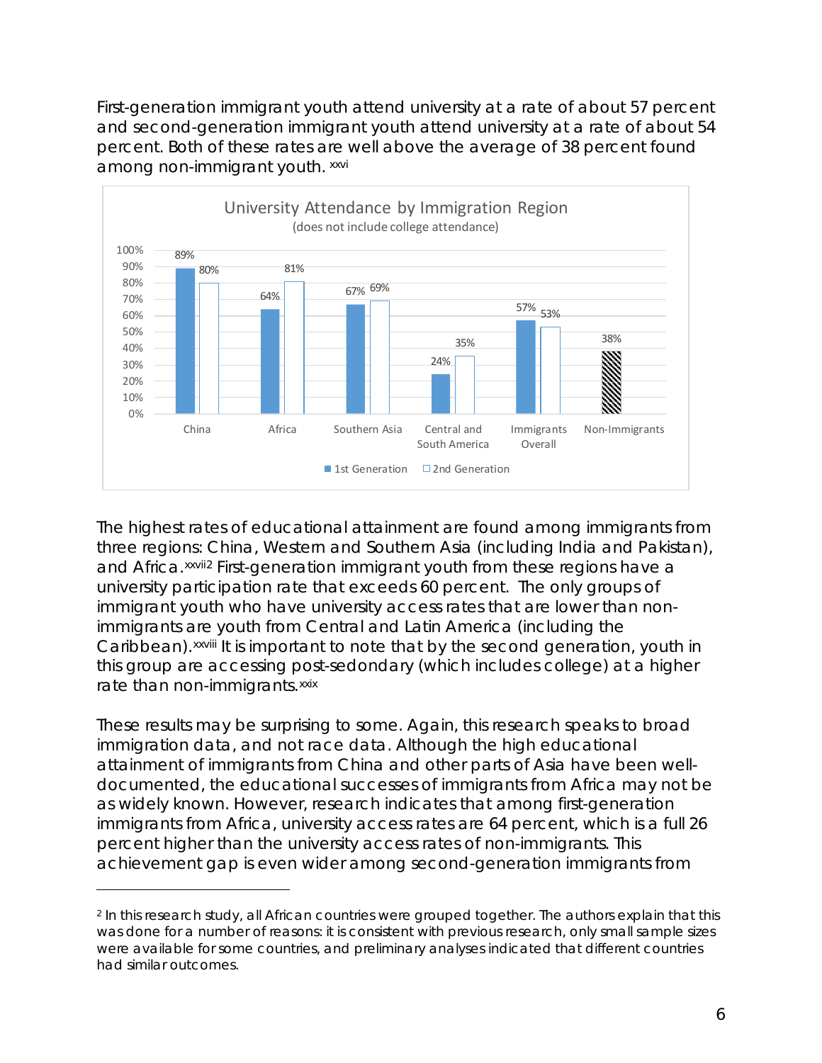First-generation immigrant youth attend university at a rate of about 57 percent and second-generation immigrant youth attend university at a rate of about 54 percent. Both of these rates are well above the average of 38 percent found among non-immigrant youth.[xxvi]

**University Attendance by Immigration Region**
(does not include college attendance)

| | 1st Generation | 2nd Generation |
|---|---|---|
| China | 89% | 80% |
| Africa | 64% | 81% |
| Southern Asia | 67% | 69% |
| Central and South America | 24% | 35% |
| Immigrants Overall | 57% | 53% |
| Non-Immigrants | 38% | |

The highest rates of educational attainment are found among immigrants from three regions: China, Western and Southern Asia (including India and Pakistan), and Africa.[xxvii][2] First-generation immigrant youth from these regions have a university participation rate that exceeds 60 percent. The only groups of immigrant youth who have university access rates that are lower than non-immigrants are youth from Central and Latin America (including the Caribbean).[xxviii] It is important to note that by the second generation, youth in this group are accessing post-sedondary (which includes college) at a higher rate than non-immigrants.[xxix]

These results may be surprising to some. Again, this research speaks to broad immigration data, and not race data. Although the high educational attainment of immigrants from China and other parts of Asia have been well-documented, the educational successes of immigrants from Africa may not be as widely known. However, research indicates that among first-generation immigrants from Africa, university access rates are 64 percent, which is a full 26 percent higher than the university access rates of non-immigrants. This achievement gap is even wider among second-generation immigrants from

---

[2] In this research study, all African countries were grouped together. The authors explain that this was done for a number of reasons: it is consistent with previous research, only small sample sizes were available for some countries, and preliminary analyses indicated that different countries had similar outcomes.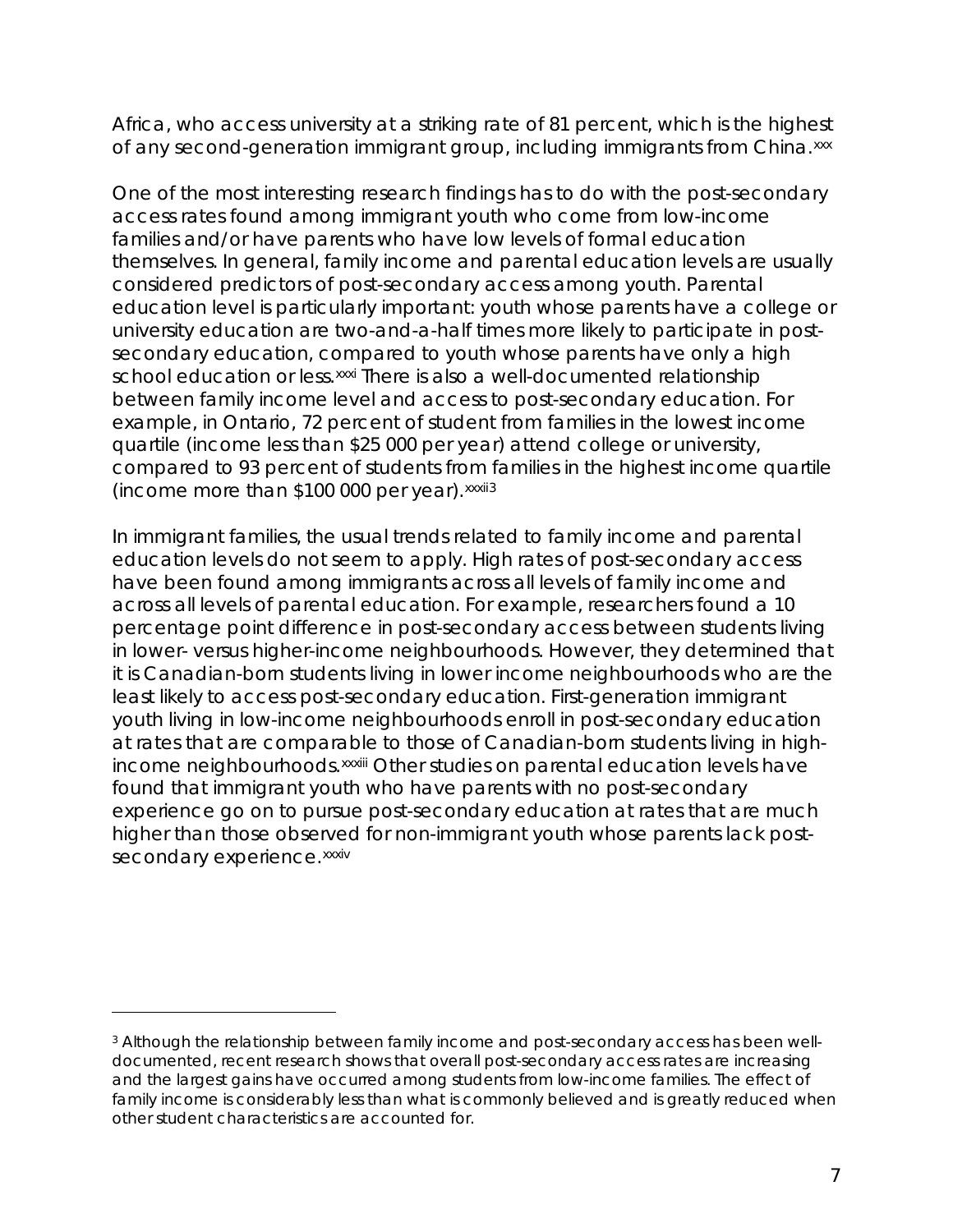Africa, who access university at a striking rate of 81 percent, which is the highest of any second-generation immigrant group, including immigrants from China.[xxx]

One of the most interesting research findings has to do with the post-secondary access rates found among immigrant youth who come from low-income families and/or have parents who have low levels of formal education themselves. In general, family income and parental education levels are usually considered predictors of post-secondary access among youth. Parental education level is particularly important: youth whose parents have a college or university education are two-and-a-half times more likely to participate in post-secondary education, compared to youth whose parents have only a high school education or less.[xxxi] There is also a well-documented relationship between family income level and access to post-secondary education. For example, in Ontario, 72 percent of student from families in the lowest income quartile (income less than $25 000 per year) attend college or university, compared to 93 percent of students from families in the highest income quartile (income more than $100 000 per year).[xxxii][3]

In immigrant families, the usual trends related to family income and parental education levels do not seem to apply. High rates of post-secondary access have been found among immigrants across all levels of family income and across all levels of parental education. For example, researchers found a 10 percentage point difference in post-secondary access between students living in lower- versus higher-income neighbourhoods. However, they determined that it is Canadian-born students living in lower income neighbourhoods who are the least likely to access post-secondary education. First-generation immigrant youth living in low-income neighbourhoods enroll in post-secondary education at rates that are comparable to those of Canadian-born students living in high-income neighbourhoods.[xxxiii] Other studies on parental education levels have found that immigrant youth who have parents with no post-secondary experience go on to pursue post-secondary education at rates that are much higher than those observed for non-immigrant youth whose parents lack post-secondary experience.[xxxiv]

---

[3] Although the relationship between family income and post-secondary access has been well-documented, recent research shows that overall post-secondary access rates are increasing and the largest gains have occurred among students from low-income families. The effect of family income is considerably less than what is commonly believed and is greatly reduced when other student characteristics are accounted for.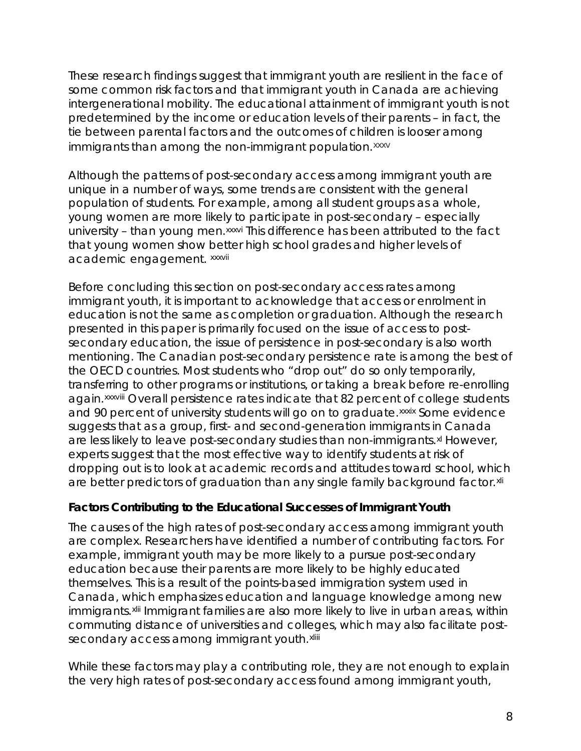These research findings suggest that immigrant youth are resilient in the face of some common risk factors and that immigrant youth in Canada are achieving intergenerational mobility. The educational attainment of immigrant youth is not predetermined by the income or education levels of their parents – in fact, the tie between parental factors and the outcomes of children is looser among immigrants than among the non-immigrant population.[xxxv]

Although the patterns of post-secondary access among immigrant youth are unique in a number of ways, some trends are consistent with the general population of students. For example, among all student groups as a whole, young women are more likely to participate in post-secondary – especially university – than young men.[xxxvi] This difference has been attributed to the fact that young women show better high school grades and higher levels of academic engagement. [xxxvii]

Before concluding this section on post-secondary access rates among immigrant youth, it is important to acknowledge that access or enrolment in education is not the same as completion or graduation. Although the research presented in this paper is primarily focused on the issue of access to post-secondary education, the issue of persistence in post-secondary is also worth mentioning. The Canadian post-secondary persistence rate is among the best of the OECD countries. Most students who "drop out" do so only temporarily, transferring to other programs or institutions, or taking a break before re-enrolling again.[xxxviii] Overall persistence rates indicate that 82 percent of college students and 90 percent of university students will go on to graduate.[xxxix] Some evidence suggests that as a group, first- and second-generation immigrants in Canada are less likely to leave post-secondary studies than non-immigrants.[xl] However, experts suggest that the most effective way to identify students at risk of dropping out is to look at academic records and attitudes toward school, which are better predictors of graduation than any single family background factor.[xli]

**Factors Contributing to the Educational Successes of Immigrant Youth**

The causes of the high rates of post-secondary access among immigrant youth are complex. Researchers have identified a number of contributing factors. For example, immigrant youth may be more likely to a pursue post-secondary education because their parents are more likely to be highly educated themselves. This is a result of the points-based immigration system used in Canada, which emphasizes education and language knowledge among new immigrants.[xlii] Immigrant families are also more likely to live in urban areas, within commuting distance of universities and colleges, which may also facilitate post-secondary access among immigrant youth.[xliii]

While these factors may play a contributing role, they are not enough to explain the very high rates of post-secondary access found among immigrant youth,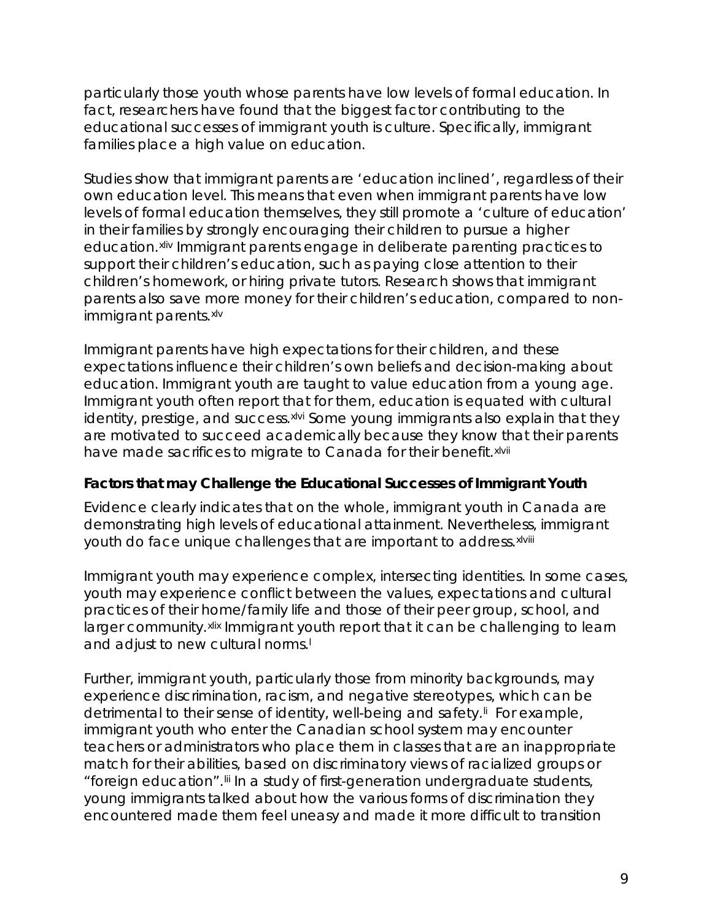particularly those youth whose parents have low levels of formal education. In fact, researchers have found that the biggest factor contributing to the educational successes of immigrant youth is culture. Specifically, immigrant families place a high value on education.

Studies show that immigrant parents are 'education inclined', regardless of their own education level. This means that even when immigrant parents have low levels of formal education themselves, they still promote a 'culture of education' in their families by strongly encouraging their children to pursue a higher education.[xliv] Immigrant parents engage in deliberate parenting practices to support their children's education, such as paying close attention to their children's homework, or hiring private tutors. Research shows that immigrant parents also save more money for their children's education, compared to non-immigrant parents.[xlv]

Immigrant parents have high expectations for their children, and these expectations influence their children's own beliefs and decision-making about education. Immigrant youth are taught to value education from a young age. Immigrant youth often report that for them, education is equated with cultural identity, prestige, and success.[xlvi] Some young immigrants also explain that they are motivated to succeed academically because they know that their parents have made sacrifices to migrate to Canada for their benefit.[xlvii]

**Factors that may Challenge the Educational Successes of Immigrant Youth**

Evidence clearly indicates that on the whole, immigrant youth in Canada are demonstrating high levels of educational attainment. Nevertheless, immigrant youth do face unique challenges that are important to address.[xlviii]

Immigrant youth may experience complex, intersecting identities. In some cases, youth may experience conflict between the values, expectations and cultural practices of their home/family life and those of their peer group, school, and larger community.[xlix] Immigrant youth report that it can be challenging to learn and adjust to new cultural norms.[l]

Further, immigrant youth, particularly those from minority backgrounds, may experience discrimination, racism, and negative stereotypes, which can be detrimental to their sense of identity, well-being and safety.[li] For example, immigrant youth who enter the Canadian school system may encounter teachers or administrators who place them in classes that are an inappropriate match for their abilities, based on discriminatory views of racialized groups or "foreign education".[lii] In a study of first-generation undergraduate students, young immigrants talked about how the various forms of discrimination they encountered made them feel uneasy and made it more difficult to transition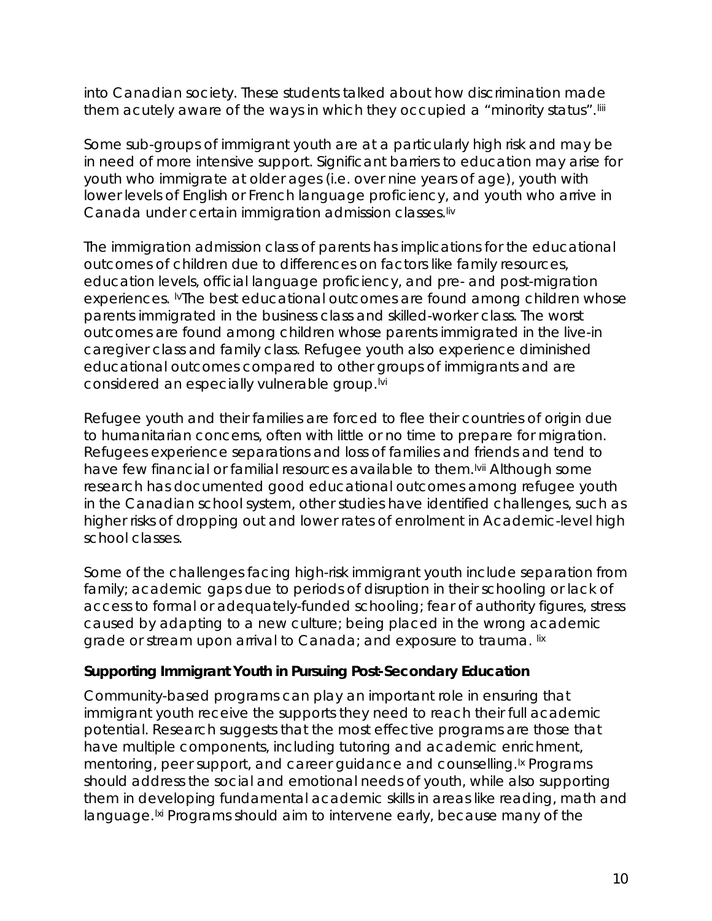into Canadian society. These students talked about how discrimination made them acutely aware of the ways in which they occupied a "minority status".[liii]

Some sub-groups of immigrant youth are at a particularly high risk and may be in need of more intensive support. Significant barriers to education may arise for youth who immigrate at older ages (i.e. over nine years of age), youth with lower levels of English or French language proficiency, and youth who arrive in Canada under certain immigration admission classes.[liv]

The immigration admission class of parents has implications for the educational outcomes of children due to differences on factors like family resources, education levels, official language proficiency, and pre- and post-migration experiences. [lv]The best educational outcomes are found among children whose parents immigrated in the business class and skilled-worker class. The worst outcomes are found among children whose parents immigrated in the live-in caregiver class and family class. Refugee youth also experience diminished educational outcomes compared to other groups of immigrants and are considered an especially vulnerable group.[lvi]

Refugee youth and their families are forced to flee their countries of origin due to humanitarian concerns, often with little or no time to prepare for migration. Refugees experience separations and loss of families and friends and tend to have few financial or familial resources available to them.[lvii] Although some research has documented good educational outcomes among refugee youth in the Canadian school system, other studies have identified challenges, such as higher risks of dropping out and lower rates of enrolment in Academic-level high school classes.

Some of the challenges facing high-risk immigrant youth include separation from family; academic gaps due to periods of disruption in their schooling or lack of access to formal or adequately-funded schooling; fear of authority figures, stress caused by adapting to a new culture; being placed in the wrong academic grade or stream upon arrival to Canada; and exposure to trauma. [lix]

**Supporting Immigrant Youth in Pursuing Post-Secondary Education**

Community-based programs can play an important role in ensuring that immigrant youth receive the supports they need to reach their full academic potential. Research suggests that the most effective programs are those that have multiple components, including tutoring and academic enrichment, mentoring, peer support, and career guidance and counselling.[lx] Programs should address the social and emotional needs of youth, while also supporting them in developing fundamental academic skills in areas like reading, math and language.[lxi] Programs should aim to intervene early, because many of the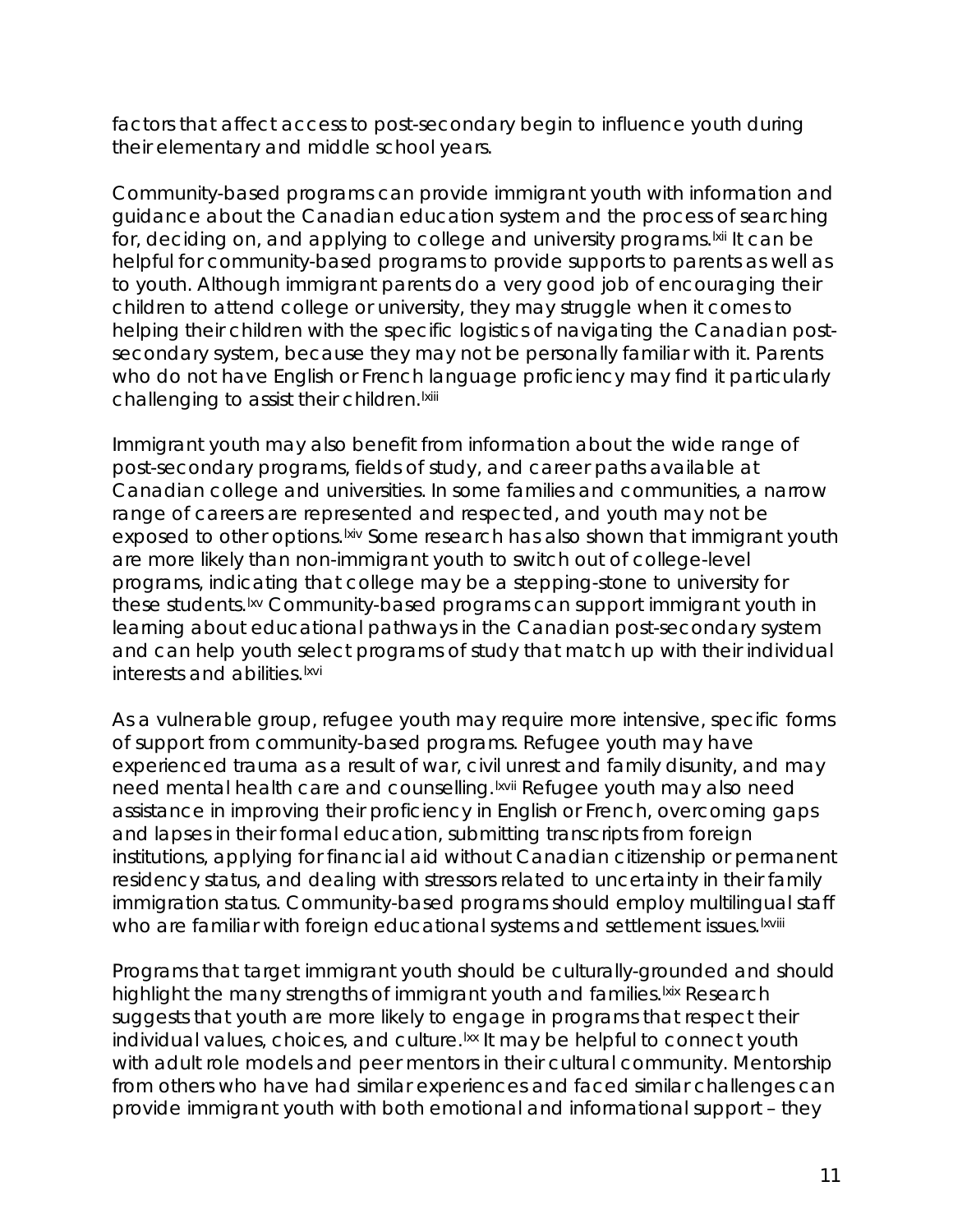factors that affect access to post-secondary begin to influence youth during their elementary and middle school years.

Community-based programs can provide immigrant youth with information and guidance about the Canadian education system and the process of searching for, deciding on, and applying to college and university programs.[lxii] It can be helpful for community-based programs to provide supports to parents as well as to youth. Although immigrant parents do a very good job of encouraging their children to attend college or university, they may struggle when it comes to helping their children with the specific logistics of navigating the Canadian post-secondary system, because they may not be personally familiar with it. Parents who do not have English or French language proficiency may find it particularly challenging to assist their children.[lxiii]

Immigrant youth may also benefit from information about the wide range of post-secondary programs, fields of study, and career paths available at Canadian college and universities. In some families and communities, a narrow range of careers are represented and respected, and youth may not be exposed to other options.[lxiv] Some research has also shown that immigrant youth are more likely than non-immigrant youth to switch out of college-level programs, indicating that college may be a stepping-stone to university for these students.[lxv] Community-based programs can support immigrant youth in learning about educational pathways in the Canadian post-secondary system and can help youth select programs of study that match up with their individual interests and abilities.[lxvi]

As a vulnerable group, refugee youth may require more intensive, specific forms of support from community-based programs. Refugee youth may have experienced trauma as a result of war, civil unrest and family disunity, and may need mental health care and counselling.[lxvii] Refugee youth may also need assistance in improving their proficiency in English or French, overcoming gaps and lapses in their formal education, submitting transcripts from foreign institutions, applying for financial aid without Canadian citizenship or permanent residency status, and dealing with stressors related to uncertainty in their family immigration status. Community-based programs should employ multilingual staff who are familiar with foreign educational systems and settlement issues.[lxviii]

Programs that target immigrant youth should be culturally-grounded and should highlight the many strengths of immigrant youth and families.[lxix] Research suggests that youth are more likely to engage in programs that respect their individual values, choices, and culture.[lxx] It may be helpful to connect youth with adult role models and peer mentors in their cultural community. Mentorship from others who have had similar experiences and faced similar challenges can provide immigrant youth with both emotional and informational support – they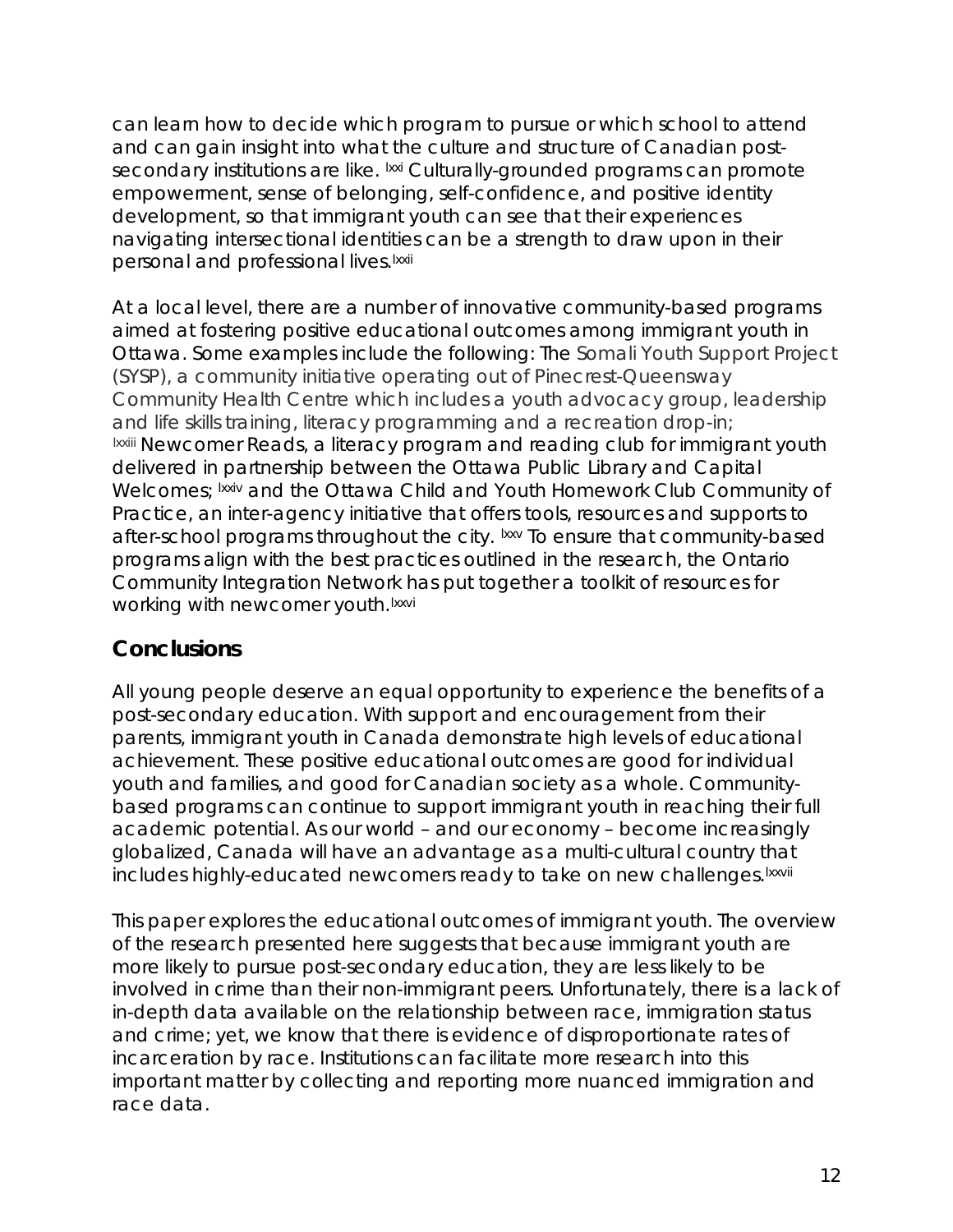can learn how to decide which program to pursue or which school to attend and can gain insight into what the culture and structure of Canadian post-secondary institutions are like. [lxxi] Culturally-grounded programs can promote empowerment, sense of belonging, self-confidence, and positive identity development, so that immigrant youth can see that their experiences navigating intersectional identities can be a strength to draw upon in their personal and professional lives.[lxxii]

At a local level, there are a number of innovative community-based programs aimed at fostering positive educational outcomes among immigrant youth in Ottawa. Some examples include the following: The Somali Youth Support Project (SYSP), a community initiative operating out of Pinecrest-Queensway Community Health Centre which includes a youth advocacy group, leadership and life skills training, literacy programming and a recreation drop-in; [lxxiii] Newcomer Reads, a literacy program and reading club for immigrant youth delivered in partnership between the Ottawa Public Library and Capital Welcomes; [lxxiv] and the Ottawa Child and Youth Homework Club Community of Practice, an inter-agency initiative that offers tools, resources and supports to after-school programs throughout the city. [lxxv] To ensure that community-based programs align with the best practices outlined in the research, the Ontario Community Integration Network has put together a toolkit of resources for working with newcomer youth.[lxxvi]

## Conclusions

All young people deserve an equal opportunity to experience the benefits of a post-secondary education. With support and encouragement from their parents, immigrant youth in Canada demonstrate high levels of educational achievement. These positive educational outcomes are good for individual youth and families, and good for Canadian society as a whole. Community-based programs can continue to support immigrant youth in reaching their full academic potential. As our world – and our economy – become increasingly globalized, Canada will have an advantage as a multi-cultural country that includes highly-educated newcomers ready to take on new challenges.[lxxvii]

This paper explores the educational outcomes of immigrant youth. The overview of the research presented here suggests that because immigrant youth are more likely to pursue post-secondary education, they are less likely to be involved in crime than their non-immigrant peers. Unfortunately, there is a lack of in-depth data available on the relationship between race, immigration status and crime; yet, we know that there is evidence of disproportionate rates of incarceration by race. Institutions can facilitate more research into this important matter by collecting and reporting more nuanced immigration and race data.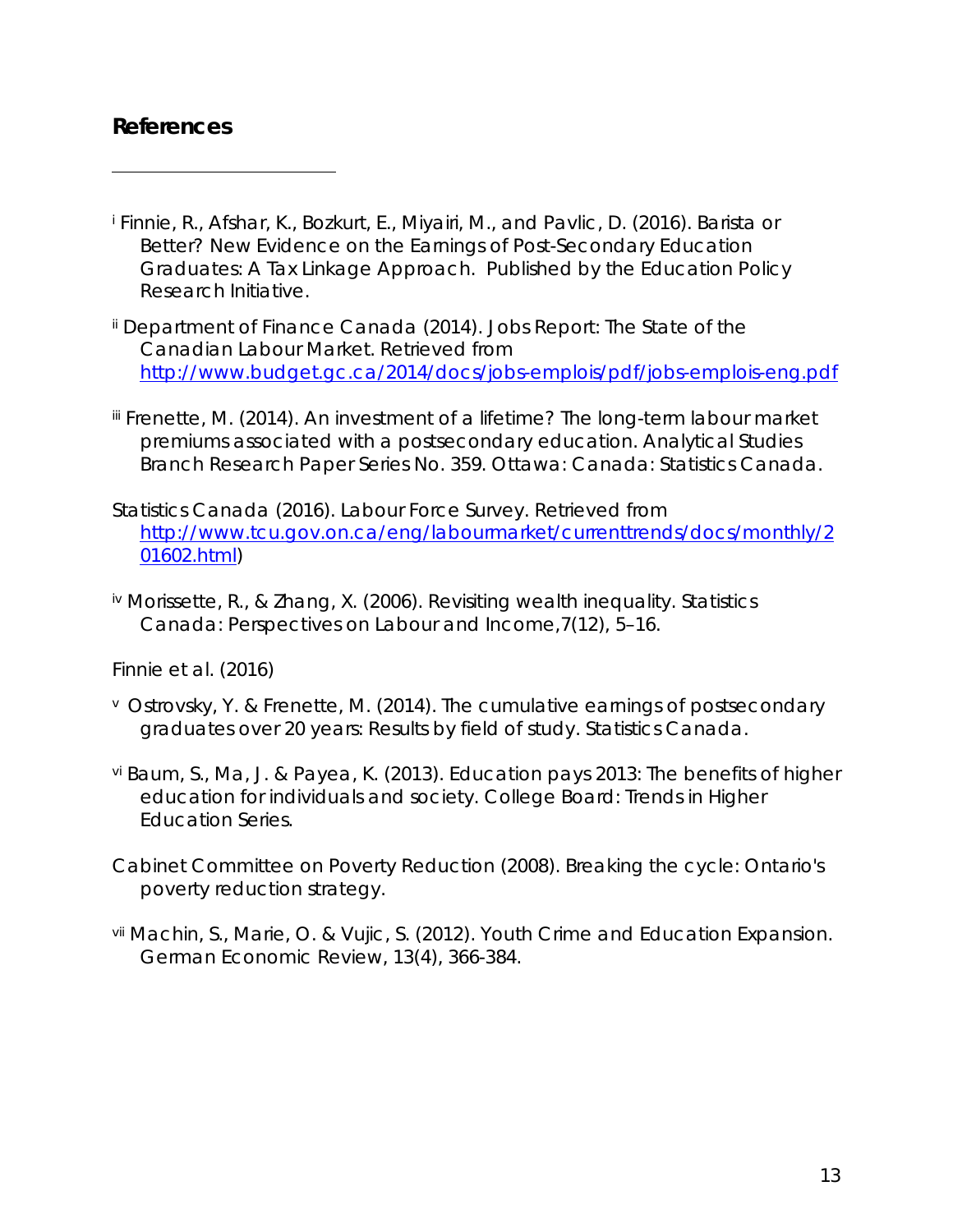## References

[i] Finnie, R., Afshar, K., Bozkurt, E., Miyairi, M., and Pavlic, D. (2016). Barista or Better? New Evidence on the Earnings of Post-Secondary Education Graduates: A Tax Linkage Approach. Published by the Education Policy Research Initiative.

[ii] Department of Finance Canada (2014). Jobs Report: The State of the Canadian Labour Market. Retrieved from http://www.budget.gc.ca/2014/docs/jobs-emplois/pdf/jobs-emplois-eng.pdf

[iii] Frenette, M. (2014). An investment of a lifetime? The long-term labour market premiums associated with a postsecondary education. Analytical Studies Branch Research Paper Series No. 359. Ottawa: Canada: Statistics Canada.

Statistics Canada (2016). Labour Force Survey. Retrieved from http://www.tcu.gov.on.ca/eng/labourmarket/currenttrends/docs/monthly/201602.html)

[iv] Morissette, R., & Zhang, X. (2006). Revisiting wealth inequality. Statistics Canada: Perspectives on Labour and Income,7(12), 5–16.

Finnie et al. (2016)

[v] Ostrovsky, Y. & Frenette, M. (2014). The cumulative earnings of postsecondary graduates over 20 years: Results by field of study. Statistics Canada.

[vi] Baum, S., Ma, J. & Payea, K. (2013). Education pays 2013: The benefits of higher education for individuals and society. College Board: Trends in Higher Education Series.

Cabinet Committee on Poverty Reduction (2008). Breaking the cycle: Ontario's poverty reduction strategy.

[vii] Machin, S., Marie, O. & Vujic, S. (2012). Youth Crime and Education Expansion. German Economic Review, 13(4), 366-384.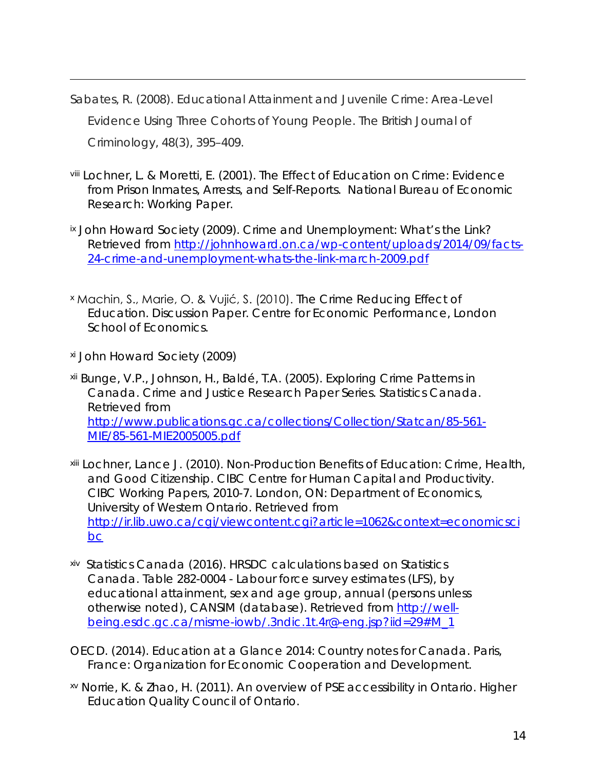Sabates, R. (2008). Educational Attainment and Juvenile Crime: Area-Level Evidence Using Three Cohorts of Young People. The British Journal of Criminology, 48(3), 395–409.

[viii] Lochner, L. & Moretti, E. (2001). The Effect of Education on Crime: Evidence from Prison Inmates, Arrests, and Self-Reports. National Bureau of Economic Research: Working Paper.

[ix] John Howard Society (2009). Crime and Unemployment: What's the Link? Retrieved from http://johnhoward.on.ca/wp-content/uploads/2014/09/facts-24-crime-and-unemployment-whats-the-link-march-2009.pdf

[x] Machin, S., Marie, O. & Vujić, S. (2010). The Crime Reducing Effect of Education. Discussion Paper. Centre for Economic Performance, London School of Economics.

[xi] John Howard Society (2009)

[xii] Bunge, V.P., Johnson, H., Baldé, T.A. (2005). Exploring Crime Patterns in Canada. Crime and Justice Research Paper Series. Statistics Canada. Retrieved from http://www.publications.gc.ca/collections/Collection/Statcan/85-561-MIE/85-561-MIE2005005.pdf

[xiii] Lochner, Lance J. (2010). Non-Production Benefits of Education: Crime, Health, and Good Citizenship. CIBC Centre for Human Capital and Productivity. CIBC Working Papers, 2010-7. London, ON: Department of Economics, University of Western Ontario. Retrieved from http://ir.lib.uwo.ca/cgi/viewcontent.cgi?article=1062&context=economicscibc

[xiv] Statistics Canada (2016). HRSDC calculations based on Statistics Canada. Table 282-0004 - Labour force survey estimates (LFS), by educational attainment, sex and age group, annual (persons unless otherwise noted), CANSIM (database). Retrieved from http://well-being.esdc.gc.ca/misme-iowb/.3ndic.1t.4r@-eng.jsp?iid=29#M_1

OECD. (2014). Education at a Glance 2014: Country notes for Canada. Paris, France: Organization for Economic Cooperation and Development.

[xv] Norrie, K. & Zhao, H. (2011). An overview of PSE accessibility in Ontario. Higher Education Quality Council of Ontario.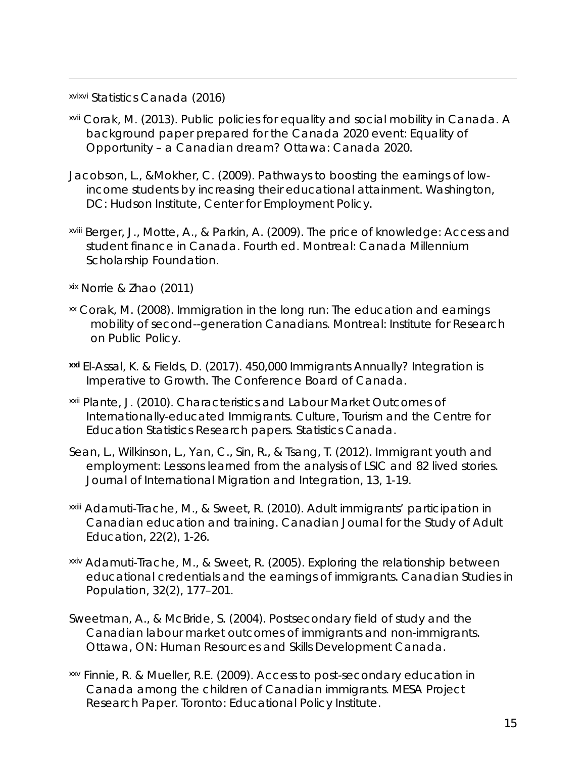---

[xvixvi] Statistics Canada (2016)

[xvii] Corak, M. (2013). Public policies for equality and social mobility in Canada. A background paper prepared for the Canada 2020 event: Equality of Opportunity – a Canadian dream? Ottawa: Canada 2020.

Jacobson, L., &Mokher, C. (2009). Pathways to boosting the earnings of low-income students by increasing their educational attainment. Washington, DC: Hudson Institute, Center for Employment Policy.

[xviii] Berger, J., Motte, A., & Parkin, A. (2009). The price of knowledge: Access and student finance in Canada. Fourth ed. Montreal: Canada Millennium Scholarship Foundation.

[xix] Norrie & Zhao (2011)

[xx] Corak, M. (2008). Immigration in the long run: The education and earnings mobility of second--generation Canadians. Montreal: Institute for Research on Public Policy.

[xxi] El-Assal, K. & Fields, D. (2017). 450,000 Immigrants Annually? Integration is Imperative to Growth. The Conference Board of Canada.

[xxii] Plante, J. (2010). Characteristics and Labour Market Outcomes of Internationally-educated Immigrants. Culture, Tourism and the Centre for Education Statistics Research papers. Statistics Canada.

Sean, L., Wilkinson, L., Yan, C., Sin, R., & Tsang, T. (2012). Immigrant youth and employment: Lessons learned from the analysis of LSIC and 82 lived stories. Journal of International Migration and Integration, 13, 1-19.

[xxiii] Adamuti-Trache, M., & Sweet, R. (2010). Adult immigrants' participation in Canadian education and training. Canadian Journal for the Study of Adult Education, 22(2), 1-26.

[xxiv] Adamuti-Trache, M., & Sweet, R. (2005). Exploring the relationship between educational credentials and the earnings of immigrants. Canadian Studies in Population, 32(2), 177–201.

Sweetman, A., & McBride, S. (2004). Postsecondary field of study and the Canadian labour market outcomes of immigrants and non-immigrants. Ottawa, ON: Human Resources and Skills Development Canada.

[xxv] Finnie, R. & Mueller, R.E. (2009). Access to post-secondary education in Canada among the children of Canadian immigrants. MESA Project Research Paper. Toronto: Educational Policy Institute.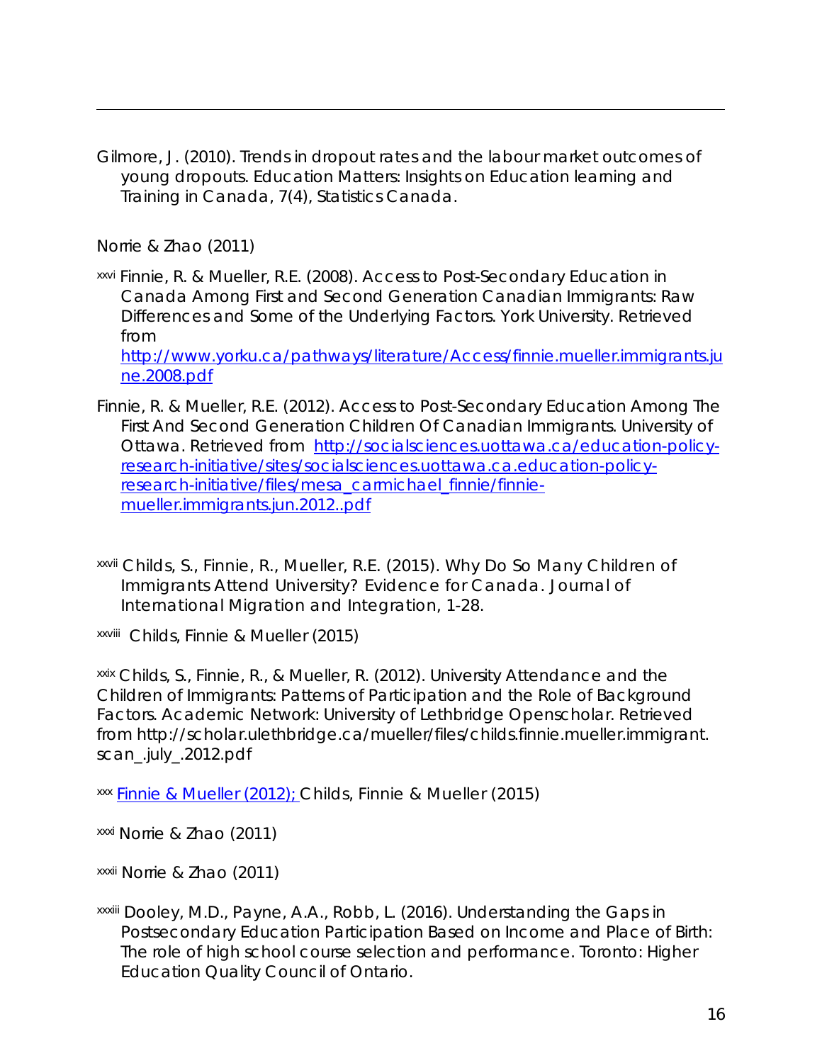Gilmore, J. (2010). Trends in dropout rates and the labour market outcomes of young dropouts. Education Matters: Insights on Education learning and Training in Canada, 7(4), Statistics Canada.

Norrie & Zhao (2011)

[xxvi] Finnie, R. & Mueller, R.E. (2008). Access to Post-Secondary Education in Canada Among First and Second Generation Canadian Immigrants: Raw Differences and Some of the Underlying Factors. York University. Retrieved from http://www.yorku.ca/pathways/literature/Access/finnie.mueller.immigrants.june.2008.pdf

Finnie, R. & Mueller, R.E. (2012). Access to Post-Secondary Education Among The First And Second Generation Children Of Canadian Immigrants. University of Ottawa. Retrieved from http://socialsciences.uottawa.ca/education-policy-research-initiative/sites/socialsciences.uottawa.ca.education-policy-research-initiative/files/mesa_carmichael_finnie/finnie-mueller.immigrants.jun.2012..pdf

[xxvii] Childs, S., Finnie, R., Mueller, R.E. (2015). Why Do So Many Children of Immigrants Attend University? Evidence for Canada. Journal of International Migration and Integration, 1-28.

[xxviii] Childs, Finnie & Mueller (2015)

[xxix] Childs, S., Finnie, R., & Mueller, R. (2012). University Attendance and the Children of Immigrants: Patterns of Participation and the Role of Background Factors. Academic Network: University of Lethbridge Openscholar. Retrieved from http://scholar.ulethbridge.ca/mueller/files/childs.finnie.mueller.immigrant.scan_.july_.2012.pdf

[xxx] Finnie & Mueller (2012); Childs, Finnie & Mueller (2015)

[xxxi] Norrie & Zhao (2011)

[xxxii] Norrie & Zhao (2011)

[xxxiii] Dooley, M.D., Payne, A.A., Robb, L. (2016). Understanding the Gaps in Postsecondary Education Participation Based on Income and Place of Birth: The role of high school course selection and performance. Toronto: Higher Education Quality Council of Ontario.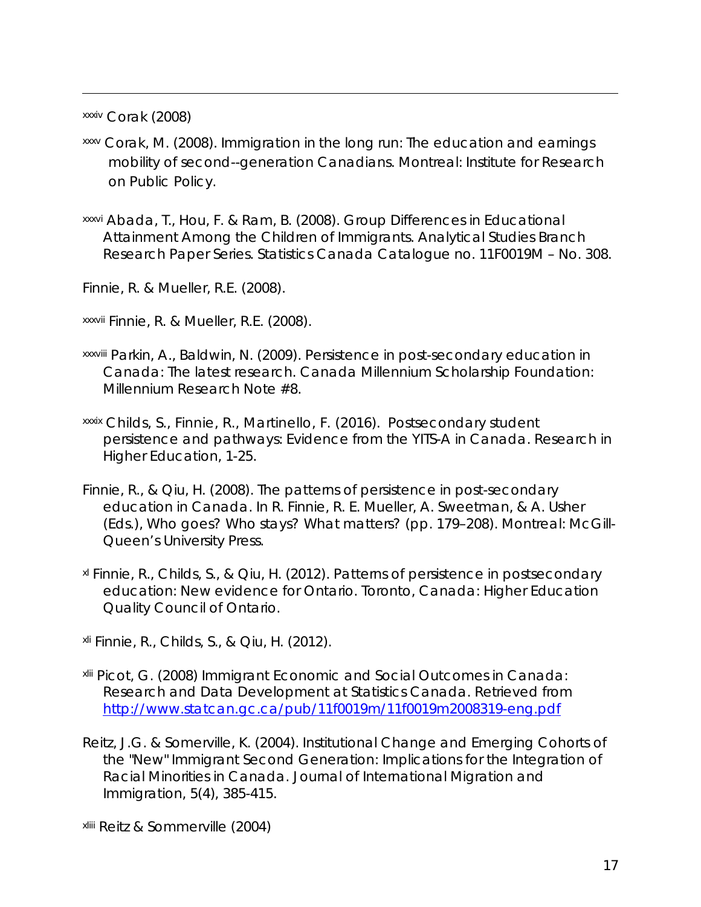[xxxiv] Corak (2008)

[xxxv] Corak, M. (2008). Immigration in the long run: The education and earnings mobility of second--generation Canadians. Montreal: Institute for Research on Public Policy.

[xxxvi] Abada, T., Hou, F. & Ram, B. (2008). Group Differences in Educational Attainment Among the Children of Immigrants. Analytical Studies Branch Research Paper Series. Statistics Canada Catalogue no. 11F0019M – No. 308.

Finnie, R. & Mueller, R.E. (2008).

[xxxvii] Finnie, R. & Mueller, R.E. (2008).

[xxxviii] Parkin, A., Baldwin, N. (2009). Persistence in post-secondary education in Canada: The latest research. Canada Millennium Scholarship Foundation: Millennium Research Note #8.

[xxxix] Childs, S., Finnie, R., Martinello, F. (2016). Postsecondary student persistence and pathways: Evidence from the YITS-A in Canada. Research in Higher Education, 1-25.

Finnie, R., & Qiu, H. (2008). The patterns of persistence in post-secondary education in Canada. In R. Finnie, R. E. Mueller, A. Sweetman, & A. Usher (Eds.), Who goes? Who stays? What matters? (pp. 179–208). Montreal: McGill-Queen's University Press.

[xl] Finnie, R., Childs, S., & Qiu, H. (2012). Patterns of persistence in postsecondary education: New evidence for Ontario. Toronto, Canada: Higher Education Quality Council of Ontario.

[xli] Finnie, R., Childs, S., & Qiu, H. (2012).

[xlii] Picot, G. (2008) Immigrant Economic and Social Outcomes in Canada: Research and Data Development at Statistics Canada. Retrieved from http://www.statcan.gc.ca/pub/11f0019m/11f0019m2008319-eng.pdf

Reitz, J.G. & Somerville, K. (2004). Institutional Change and Emerging Cohorts of the "New" Immigrant Second Generation: Implications for the Integration of Racial Minorities in Canada. Journal of International Migration and Immigration, 5(4), 385-415.

[xliii] Reitz & Sommerville (2004)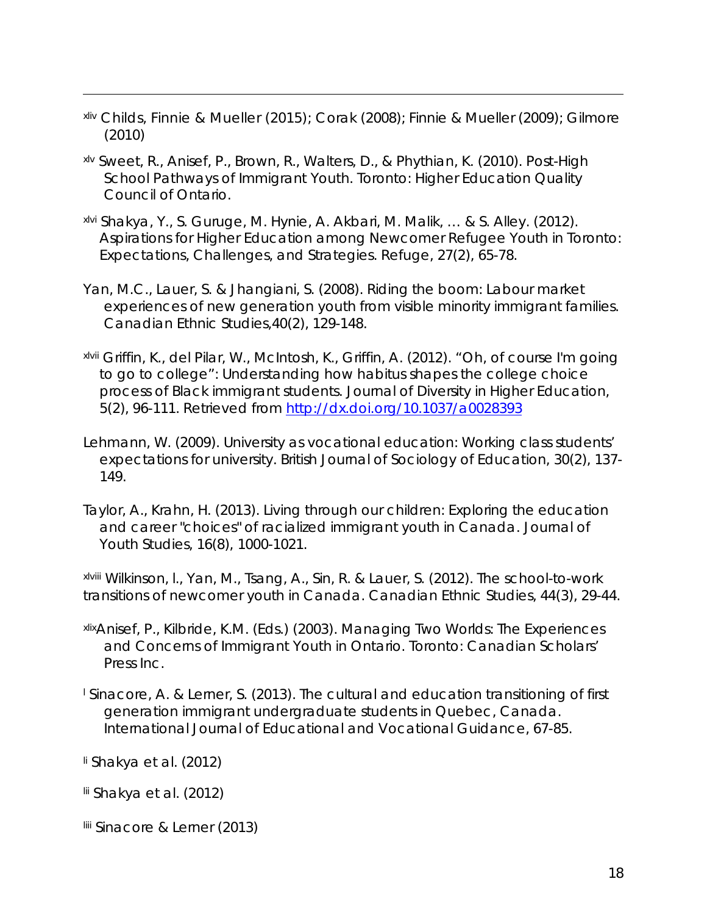[xliv] Childs, Finnie & Mueller (2015); Corak (2008); Finnie & Mueller (2009); Gilmore (2010)

[xlv] Sweet, R., Anisef, P., Brown, R., Walters, D., & Phythian, K. (2010). Post-High School Pathways of Immigrant Youth. Toronto: Higher Education Quality Council of Ontario.

[xlvi] Shakya, Y., S. Guruge, M. Hynie, A. Akbari, M. Malik, … & S. Alley. (2012). Aspirations for Higher Education among Newcomer Refugee Youth in Toronto: Expectations, Challenges, and Strategies. Refuge, 27(2), 65-78.

Yan, M.C., Lauer, S. & Jhangiani, S. (2008). Riding the boom: Labour market experiences of new generation youth from visible minority immigrant families. Canadian Ethnic Studies,40(2), 129-148.

[xlvii] Griffin, K., del Pilar, W., McIntosh, K., Griffin, A. (2012). "Oh, of course I'm going to go to college": Understanding how habitus shapes the college choice process of Black immigrant students. Journal of Diversity in Higher Education, 5(2), 96-111. Retrieved from http://dx.doi.org/10.1037/a0028393

Lehmann, W. (2009). University as vocational education: Working class students' expectations for university. British Journal of Sociology of Education, 30(2), 137-149.

Taylor, A., Krahn, H. (2013). Living through our children: Exploring the education and career "choices" of racialized immigrant youth in Canada. Journal of Youth Studies, 16(8), 1000-1021.

[xlviii] Wilkinson, l., Yan, M., Tsang, A., Sin, R. & Lauer, S. (2012). The school-to-work transitions of newcomer youth in Canada. Canadian Ethnic Studies, 44(3), 29-44.

[xlix] Anisef, P., Kilbride, K.M. (Eds.) (2003). Managing Two Worlds: The Experiences and Concerns of Immigrant Youth in Ontario. Toronto: Canadian Scholars' Press Inc.

[l] Sinacore, A. & Lerner, S. (2013). The cultural and education transitioning of first generation immigrant undergraduate students in Quebec, Canada. International Journal of Educational and Vocational Guidance, 67-85.

[li] Shakya et al. (2012)

[lii] Shakya et al. (2012)

[liii] Sinacore & Lerner (2013)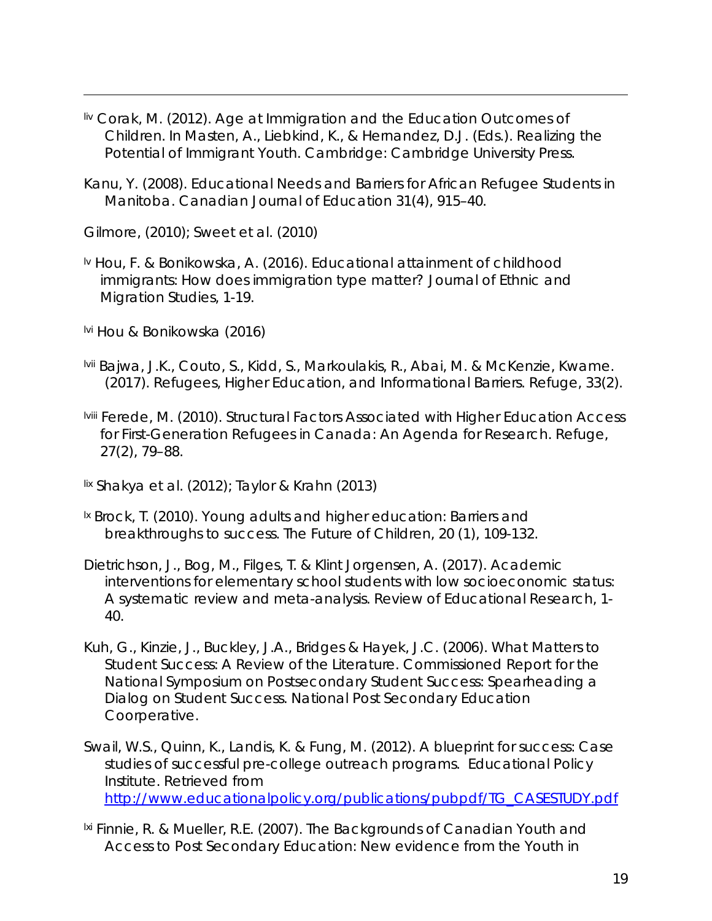[liv] Corak, M. (2012). Age at Immigration and the Education Outcomes of Children. In Masten, A., Liebkind, K., & Hernandez, D.J. (Eds.). Realizing the Potential of Immigrant Youth. Cambridge: Cambridge University Press.

Kanu, Y. (2008). Educational Needs and Barriers for African Refugee Students in Manitoba. Canadian Journal of Education 31(4), 915–40.

Gilmore, (2010); Sweet et al. (2010)

[lv] Hou, F. & Bonikowska, A. (2016). Educational attainment of childhood immigrants: How does immigration type matter? Journal of Ethnic and Migration Studies, 1-19.

[lvi] Hou & Bonikowska (2016)

[lvii] Bajwa, J.K., Couto, S., Kidd, S., Markoulakis, R., Abai, M. & McKenzie, Kwame. (2017). Refugees, Higher Education, and Informational Barriers. Refuge, 33(2).

[lviii] Ferede, M. (2010). Structural Factors Associated with Higher Education Access for First-Generation Refugees in Canada: An Agenda for Research. Refuge, 27(2), 79–88.

[lix] Shakya et al. (2012); Taylor & Krahn (2013)

[lx] Brock, T. (2010). Young adults and higher education: Barriers and breakthroughs to success. The Future of Children, 20 (1), 109-132.

Dietrichson, J., Bog, M., Filges, T. & Klint Jorgensen, A. (2017). Academic interventions for elementary school students with low socioeconomic status: A systematic review and meta-analysis. Review of Educational Research, 1-40.

Kuh, G., Kinzie, J., Buckley, J.A., Bridges & Hayek, J.C. (2006). What Matters to Student Success: A Review of the Literature. Commissioned Report for the National Symposium on Postsecondary Student Success: Spearheading a Dialog on Student Success. National Post Secondary Education Coorperative.

Swail, W.S., Quinn, K., Landis, K. & Fung, M. (2012). A blueprint for success: Case studies of successful pre-college outreach programs. Educational Policy Institute. Retrieved from http://www.educationalpolicy.org/publications/pubpdf/TG_CASESTUDY.pdf

[lxi] Finnie, R. & Mueller, R.E. (2007). The Backgrounds of Canadian Youth and Access to Post Secondary Education: New evidence from the Youth in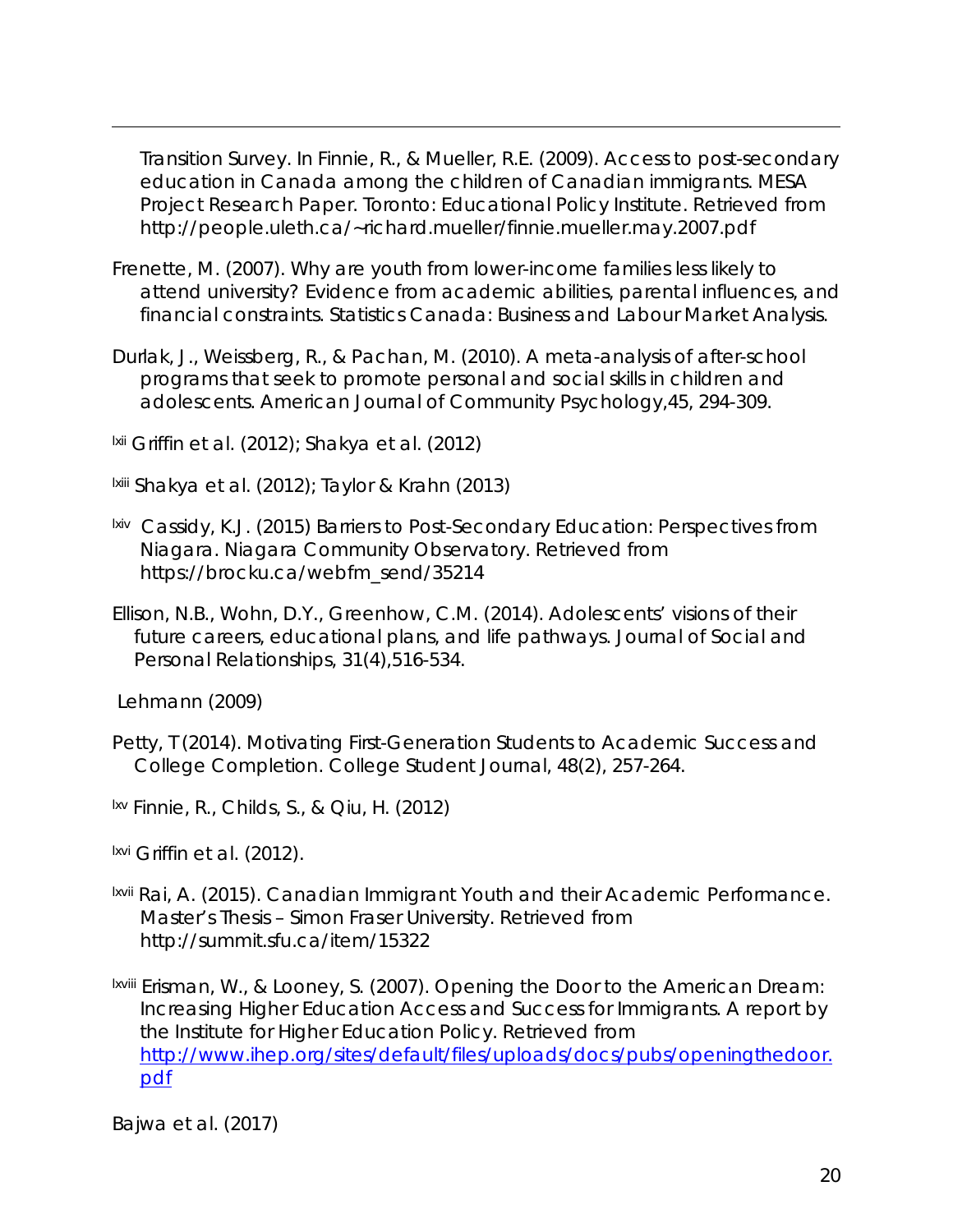Transition Survey. In Finnie, R., & Mueller, R.E. (2009). Access to post-secondary education in Canada among the children of Canadian immigrants. MESA Project Research Paper. Toronto: Educational Policy Institute. Retrieved from http://people.uleth.ca/~richard.mueller/finnie.mueller.may.2007.pdf

Frenette, M. (2007). Why are youth from lower-income families less likely to attend university? Evidence from academic abilities, parental influences, and financial constraints. Statistics Canada: Business and Labour Market Analysis.

Durlak, J., Weissberg, R., & Pachan, M. (2010). A meta-analysis of after-school programs that seek to promote personal and social skills in children and adolescents. American Journal of Community Psychology,45, 294-309.

[lxii] Griffin et al. (2012); Shakya et al. (2012)

[lxiii] Shakya et al. (2012); Taylor & Krahn (2013)

[lxiv] Cassidy, K.J. (2015) Barriers to Post-Secondary Education: Perspectives from Niagara. Niagara Community Observatory. Retrieved from https://brocku.ca/webfm_send/35214

Ellison, N.B., Wohn, D.Y., Greenhow, C.M. (2014). Adolescents' visions of their future careers, educational plans, and life pathways. Journal of Social and Personal Relationships, 31(4),516-534.

Lehmann (2009)

Petty, T (2014). Motivating First-Generation Students to Academic Success and College Completion. College Student Journal, 48(2), 257-264.

[lxv] Finnie, R., Childs, S., & Qiu, H. (2012)

[lxvi] Griffin et al. (2012).

[lxvii] Rai, A. (2015). Canadian Immigrant Youth and their Academic Performance. Master's Thesis – Simon Fraser University. Retrieved from http://summit.sfu.ca/item/15322

[lxviii] Erisman, W., & Looney, S. (2007). Opening the Door to the American Dream: Increasing Higher Education Access and Success for Immigrants. A report by the Institute for Higher Education Policy. Retrieved from http://www.ihep.org/sites/default/files/uploads/docs/pubs/openingthedoor.pdf

Bajwa et al. (2017)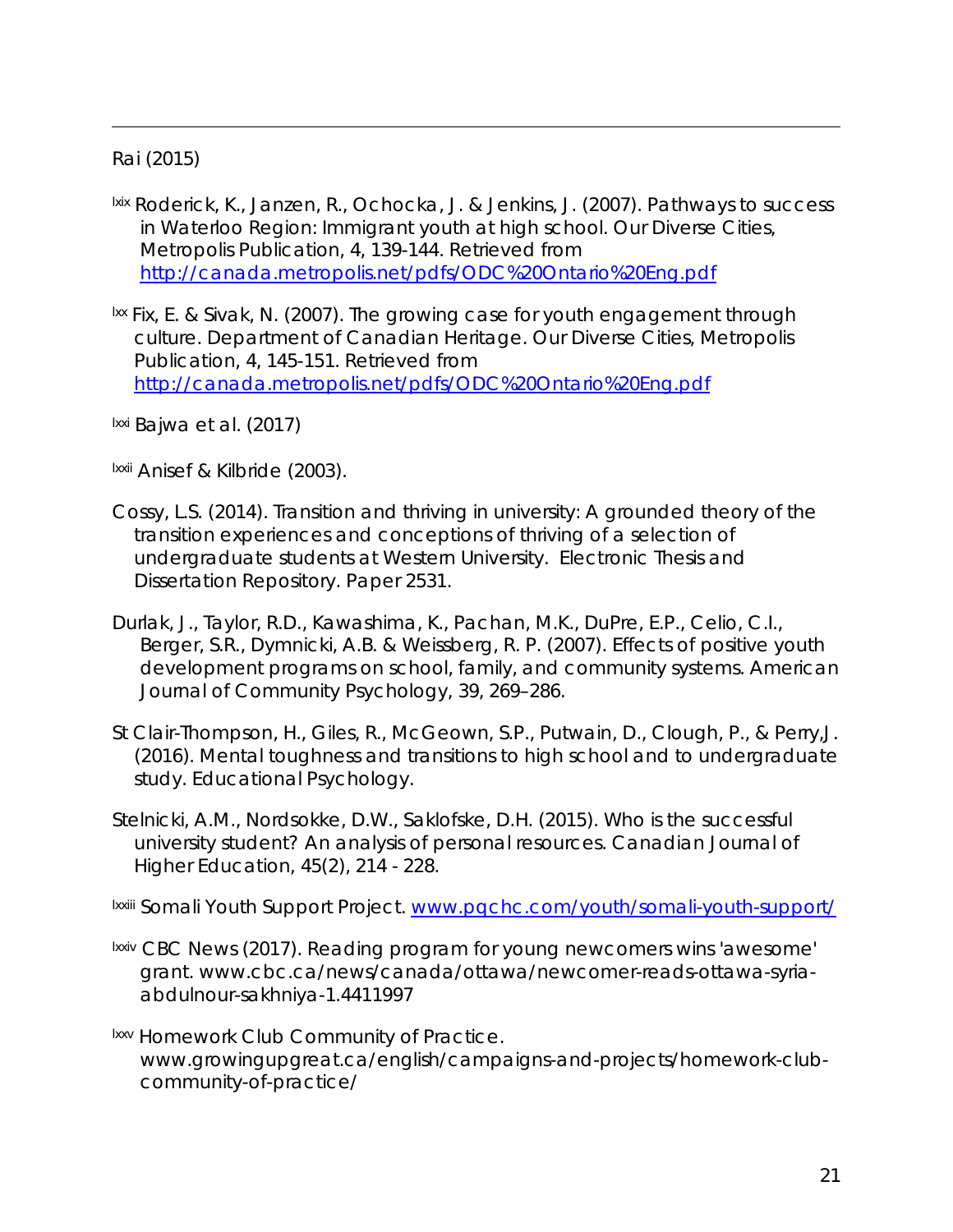Rai (2015)

[lxix] Roderick, K., Janzen, R., Ochocka, J. & Jenkins, J. (2007). Pathways to success in Waterloo Region: Immigrant youth at high school. Our Diverse Cities, Metropolis Publication, 4, 139-144. Retrieved from http://canada.metropolis.net/pdfs/ODC%20Ontario%20Eng.pdf

[lxx] Fix, E. & Sivak, N. (2007). The growing case for youth engagement through culture. Department of Canadian Heritage. Our Diverse Cities, Metropolis Publication, 4, 145-151. Retrieved from http://canada.metropolis.net/pdfs/ODC%20Ontario%20Eng.pdf

[lxxi] Bajwa et al. (2017)

[lxxii] Anisef & Kilbride (2003).

Cossy, L.S. (2014). Transition and thriving in university: A grounded theory of the transition experiences and conceptions of thriving of a selection of undergraduate students at Western University. Electronic Thesis and Dissertation Repository. Paper 2531.

Durlak, J., Taylor, R.D., Kawashima, K., Pachan, M.K., DuPre, E.P., Celio, C.I., Berger, S.R., Dymnicki, A.B. & Weissberg, R. P. (2007). Effects of positive youth development programs on school, family, and community systems. American Journal of Community Psychology, 39, 269–286.

St Clair-Thompson, H., Giles, R., McGeown, S.P., Putwain, D., Clough, P., & Perry,J. (2016). Mental toughness and transitions to high school and to undergraduate study. Educational Psychology.

Stelnicki, A.M., Nordsokke, D.W., Saklofske, D.H. (2015). Who is the successful university student? An analysis of personal resources. Canadian Journal of Higher Education, 45(2), 214 - 228.

[lxxiii] Somali Youth Support Project. www.pqchc.com/youth/somali-youth-support/

[lxxiv] CBC News (2017). Reading program for young newcomers wins 'awesome' grant. www.cbc.ca/news/canada/ottawa/newcomer-reads-ottawa-syria-abdulnour-sakhniya-1.4411997

[lxxv] Homework Club Community of Practice. www.growingupgreat.ca/english/campaigns-and-projects/homework-club-community-of-practice/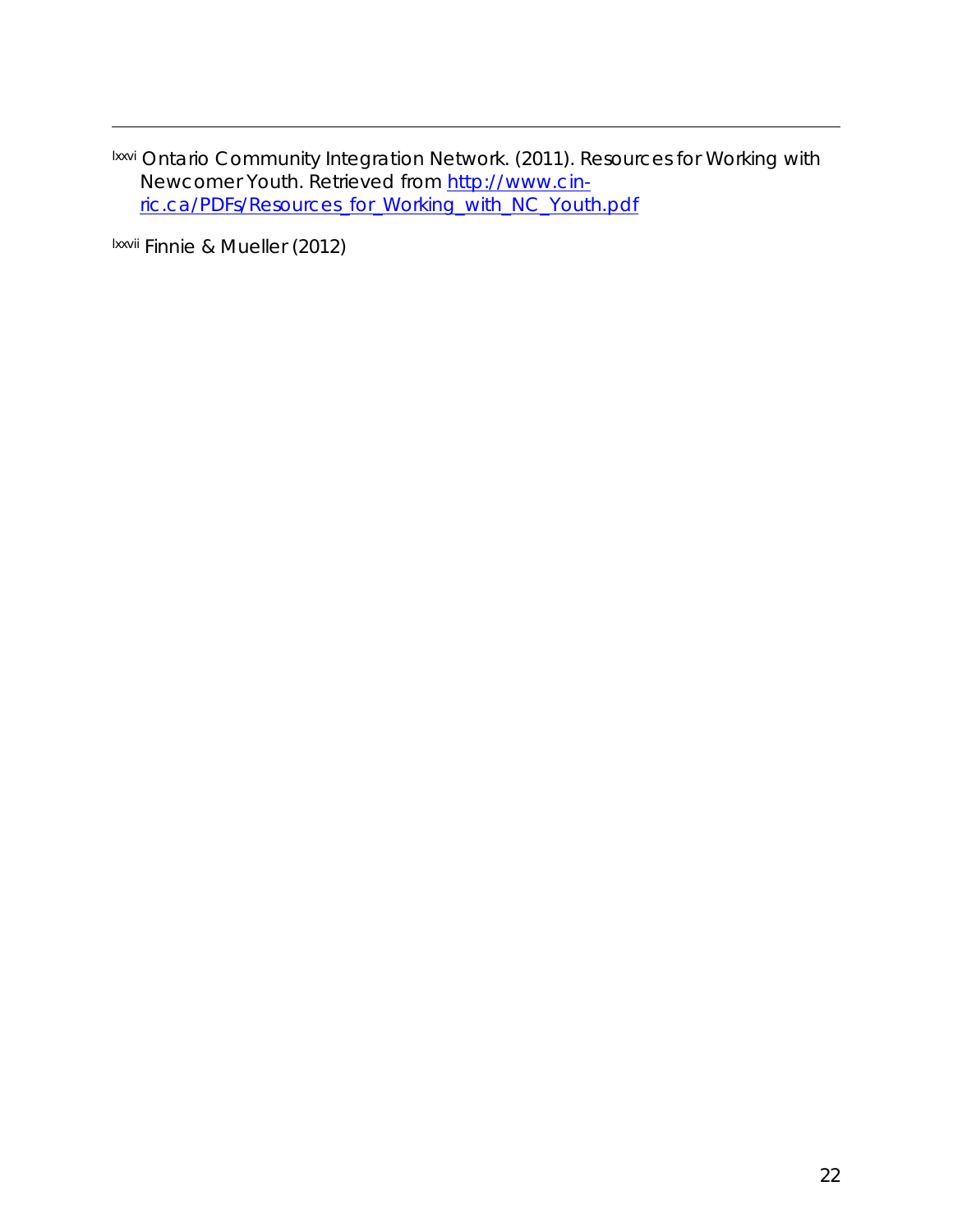[lxxvi] Ontario Community Integration Network. (2011). Resources for Working with Newcomer Youth. Retrieved from [http://www.cin-ric.ca/PDFs/Resources_for_Working_with_NC_Youth.pdf](http://www.cin-ric.ca/PDFs/Resources_for_Working_with_NC_Youth.pdf)

[lxxvii] Finnie & Mueller (2012)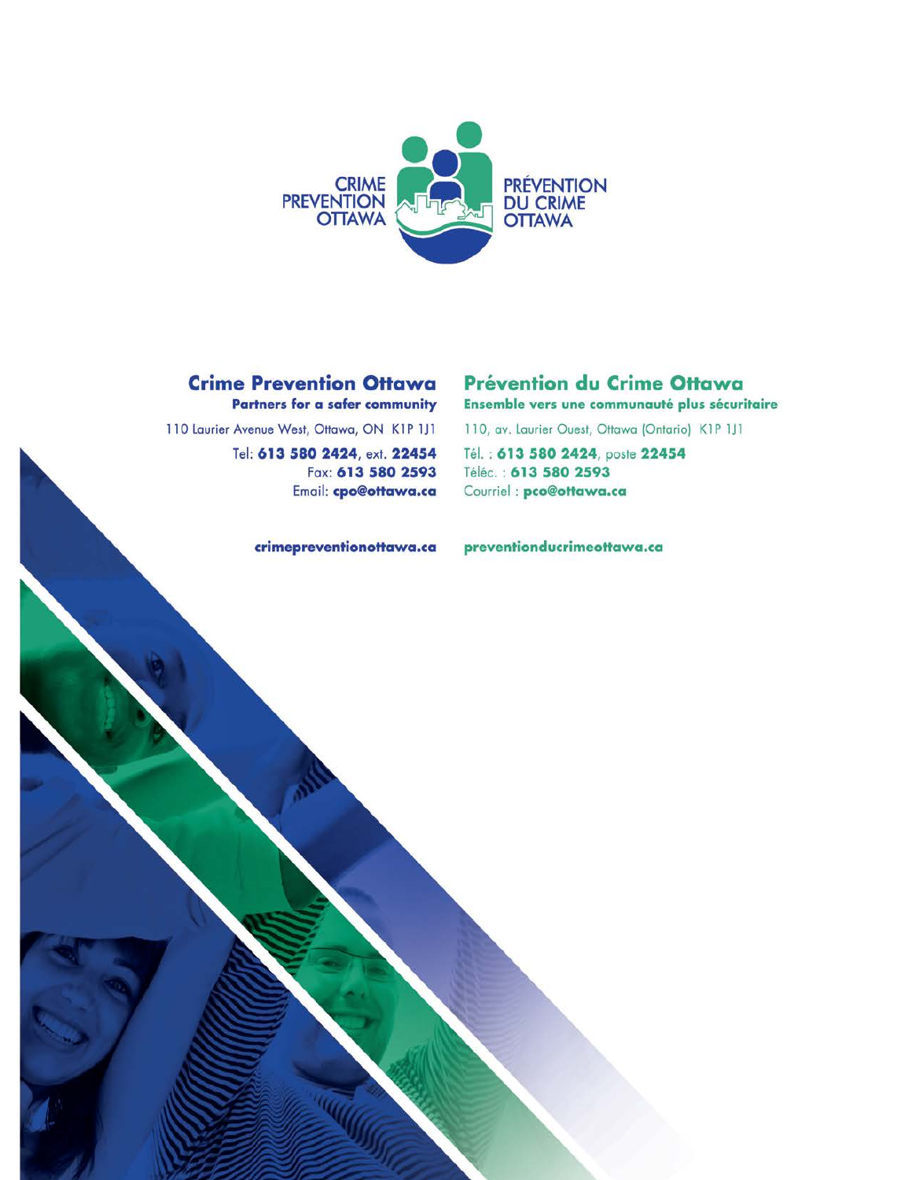CRIME PREVENTION OTTAWA

PRÉVENTION DU CRIME OTTAWA

**Crime Prevention Ottawa**

**Partners for a safer community**

110 Laurier Avenue West, Ottawa, ON K1P 1J1

Tel: **613 580 2424**, ext. **22454**

Fax: **613 580 2593**

Email: **cpo@ottawa.ca**

**crimepreventionottawa.ca**

**Prévention du Crime Ottawa**

**Ensemble vers une communauté plus sécuritaire**

110, av. Laurier Ouest, Ottawa (Ontario) K1P 1J1

Tél. : **613 580 2424**, poste **22454**

Téléc. : **613 580 2593**

Courriel : **pco@ottawa.ca**

**preventionducrimeottawa.ca**